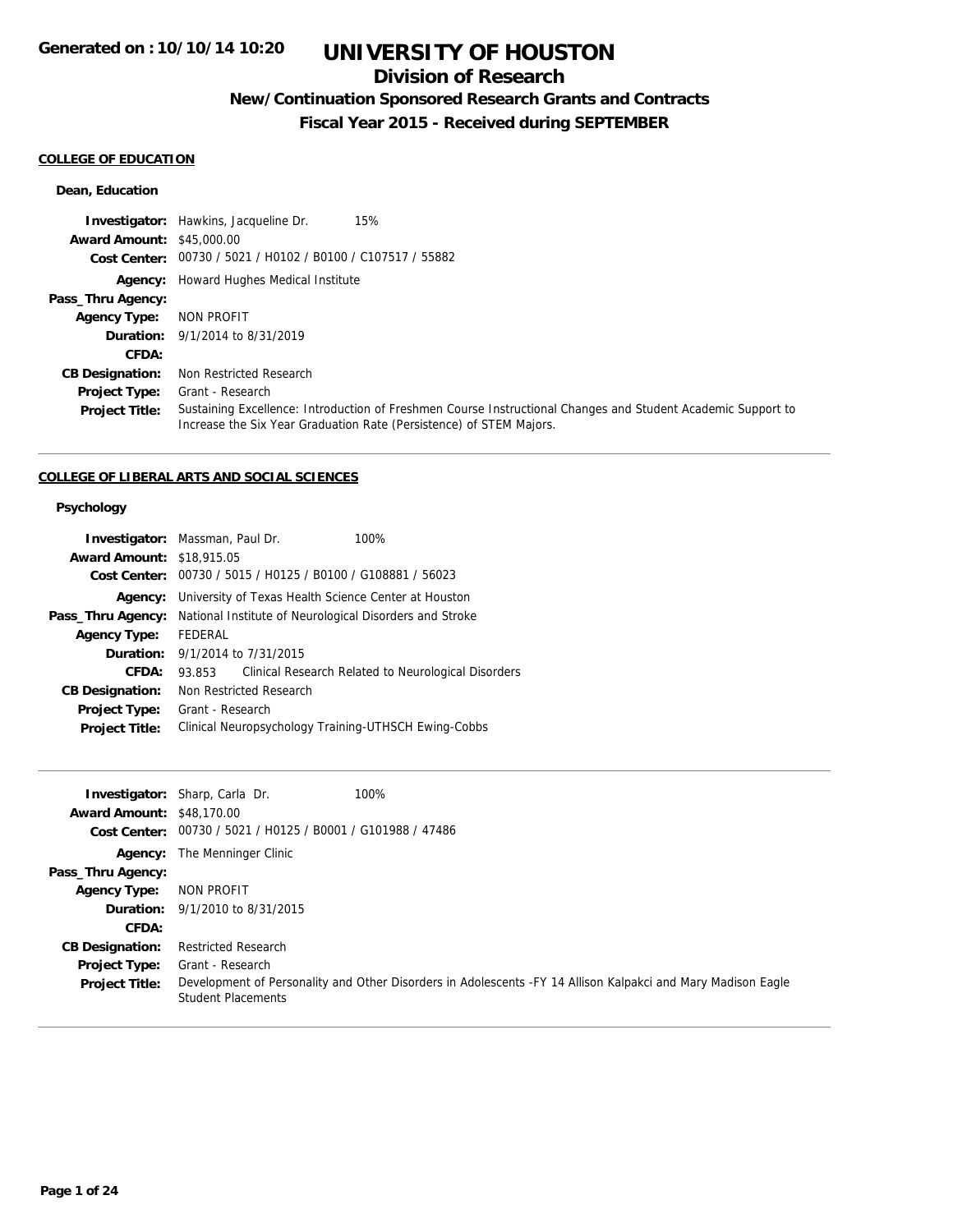Generated on : 10/10/14 10:20

# UNIVERSITY OF HOUSTON

## Division of Research

### New/Continuation Sponsored Research Grants and Contracts

### Fiscal Year 2015 - Received during SEPTEMBER

**COLLEGE OF EDUCATION**

**Dean, Education**

| | |
|---|---|
| **Investigator:** | Hawkins, Jacqueline Dr. 15% |
| **Award Amount:** | $45,000.00 |
| **Cost Center:** | 00730 / 5021 / H0102 / B0100 / C107517 / 55882 |
| **Agency:** | Howard Hughes Medical Institute |
| **Pass_Thru Agency:** | |
| **Agency Type:** | NON PROFIT |
| **Duration:** | 9/1/2014 to 8/31/2019 |
| **CFDA:** | |
| **CB Designation:** | Non Restricted Research |
| **Project Type:** | Grant - Research |
| **Project Title:** | Sustaining Excellence: Introduction of Freshmen Course Instructional Changes and Student Academic Support to Increase the Six Year Graduation Rate (Persistence) of STEM Majors. |

**COLLEGE OF LIBERAL ARTS AND SOCIAL SCIENCES**

**Psychology**

| | |
|---|---|
| **Investigator:** | Massman, Paul Dr. 100% |
| **Award Amount:** | $18,915.05 |
| **Cost Center:** | 00730 / 5015 / H0125 / B0100 / G108881 / 56023 |
| **Agency:** | University of Texas Health Science Center at Houston |
| **Pass_Thru Agency:** | National Institute of Neurological Disorders and Stroke |
| **Agency Type:** | FEDERAL |
| **Duration:** | 9/1/2014 to 7/31/2015 |
| **CFDA:** | 93.853 Clinical Research Related to Neurological Disorders |
| **CB Designation:** | Non Restricted Research |
| **Project Type:** | Grant - Research |
| **Project Title:** | Clinical Neuropsychology Training-UTHSCH Ewing-Cobbs |

| | |
|---|---|
| **Investigator:** | Sharp, Carla Dr. 100% |
| **Award Amount:** | $48,170.00 |
| **Cost Center:** | 00730 / 5021 / H0125 / B0001 / G101988 / 47486 |
| **Agency:** | The Menninger Clinic |
| **Pass_Thru Agency:** | |
| **Agency Type:** | NON PROFIT |
| **Duration:** | 9/1/2010 to 8/31/2015 |
| **CFDA:** | |
| **CB Designation:** | Restricted Research |
| **Project Type:** | Grant - Research |
| **Project Title:** | Development of Personality and Other Disorders in Adolescents -FY 14 Allison Kalpakci and Mary Madison Eagle Student Placements |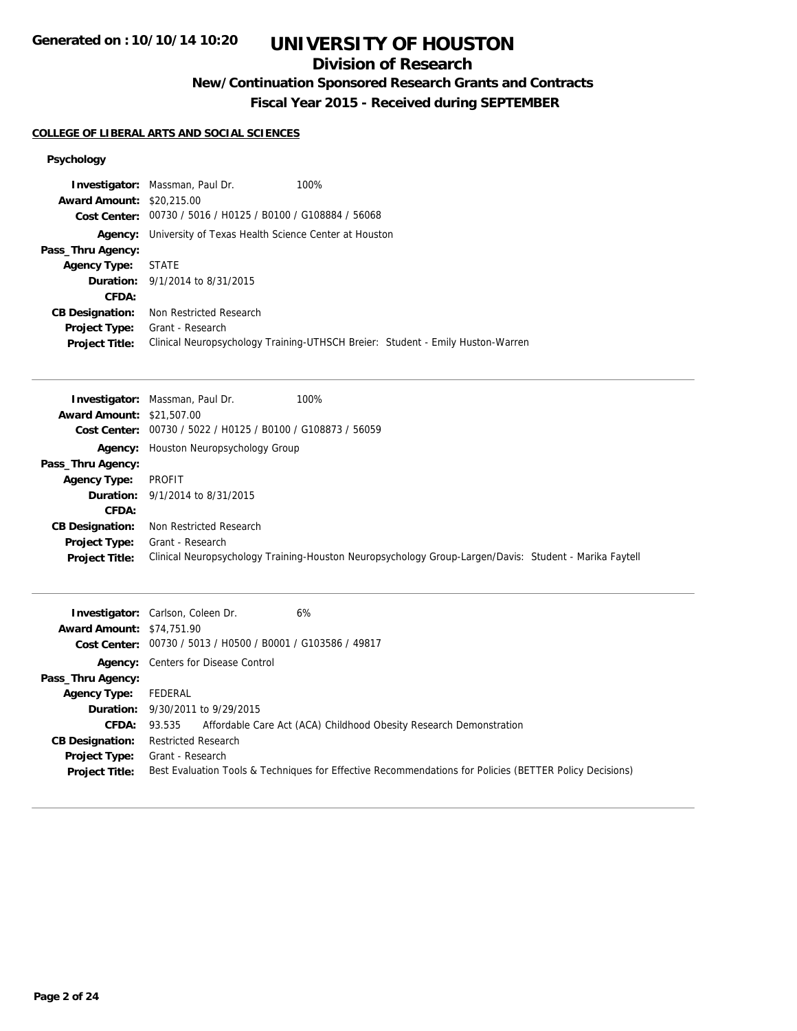# UNIVERSITY OF HOUSTON

## Division of Research

### New/Continuation Sponsored Research Grants and Contracts

### Fiscal Year 2015 - Received during SEPTEMBER

Generated on : 10/10/14 10:20

**COLLEGE OF LIBERAL ARTS AND SOCIAL SCIENCES**

**Psychology**

**Investigator:** Massman, Paul Dr. 100%
**Award Amount:** $20,215.00
**Cost Center:** 00730 / 5016 / H0125 / B0100 / G108884 / 56068
**Agency:** University of Texas Health Science Center at Houston
**Pass_Thru Agency:**
**Agency Type:** STATE
**Duration:** 9/1/2014 to 8/31/2015
**CFDA:**
**CB Designation:** Non Restricted Research
**Project Type:** Grant - Research
**Project Title:** Clinical Neuropsychology Training-UTHSCH Breier: Student - Emily Huston-Warren

---

**Investigator:** Massman, Paul Dr. 100%
**Award Amount:** $21,507.00
**Cost Center:** 00730 / 5022 / H0125 / B0100 / G108873 / 56059
**Agency:** Houston Neuropsychology Group
**Pass_Thru Agency:**
**Agency Type:** PROFIT
**Duration:** 9/1/2014 to 8/31/2015
**CFDA:**
**CB Designation:** Non Restricted Research
**Project Type:** Grant - Research
**Project Title:** Clinical Neuropsychology Training-Houston Neuropsychology Group-Largen/Davis: Student - Marika Faytell

---

**Investigator:** Carlson, Coleen Dr. 6%
**Award Amount:** $74,751.90
**Cost Center:** 00730 / 5013 / H0500 / B0001 / G103586 / 49817
**Agency:** Centers for Disease Control
**Pass_Thru Agency:**
**Agency Type:** FEDERAL
**Duration:** 9/30/2011 to 9/29/2015
**CFDA:** 93.535 Affordable Care Act (ACA) Childhood Obesity Research Demonstration
**CB Designation:** Restricted Research
**Project Type:** Grant - Research
**Project Title:** Best Evaluation Tools & Techniques for Effective Recommendations for Policies (BETTER Policy Decisions)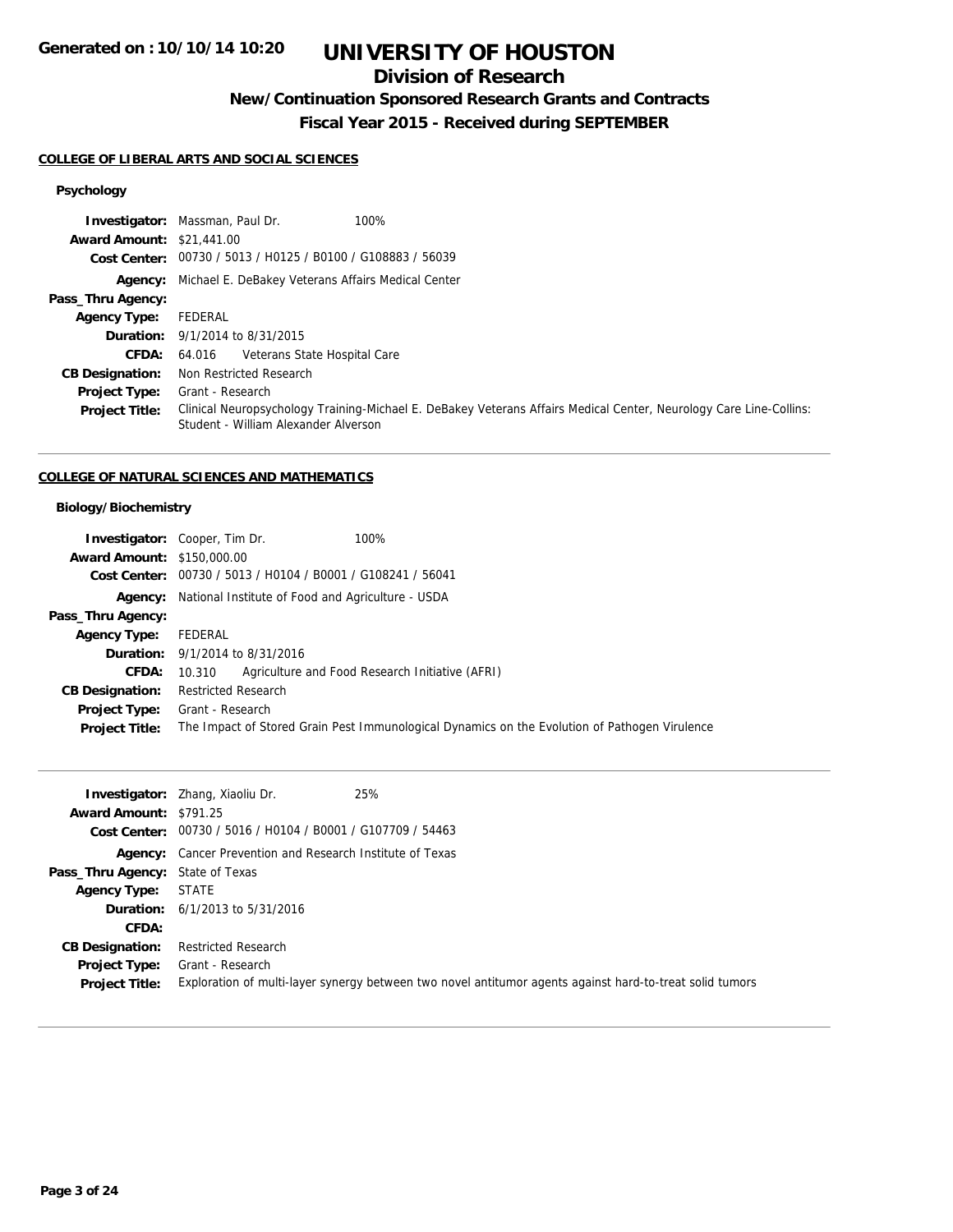# UNIVERSITY OF HOUSTON

## Division of Research

### New/Continuation Sponsored Research Grants and Contracts

### Fiscal Year 2015 - Received during SEPTEMBER

**COLLEGE OF LIBERAL ARTS AND SOCIAL SCIENCES**

**Psychology**

**Investigator:** Massman, Paul Dr. 100%
**Award Amount:** $21,441.00
**Cost Center:** 00730 / 5013 / H0125 / B0100 / G108883 / 56039
**Agency:** Michael E. DeBakey Veterans Affairs Medical Center
**Pass_Thru Agency:**
**Agency Type:** FEDERAL
**Duration:** 9/1/2014 to 8/31/2015
**CFDA:** 64.016 Veterans State Hospital Care
**CB Designation:** Non Restricted Research
**Project Type:** Grant - Research
**Project Title:** Clinical Neuropsychology Training-Michael E. DeBakey Veterans Affairs Medical Center, Neurology Care Line-Collins: Student - William Alexander Alverson

---

**COLLEGE OF NATURAL SCIENCES AND MATHEMATICS**

**Biology/Biochemistry**

**Investigator:** Cooper, Tim Dr. 100%
**Award Amount:** $150,000.00
**Cost Center:** 00730 / 5013 / H0104 / B0001 / G108241 / 56041
**Agency:** National Institute of Food and Agriculture - USDA
**Pass_Thru Agency:**
**Agency Type:** FEDERAL
**Duration:** 9/1/2014 to 8/31/2016
**CFDA:** 10.310 Agriculture and Food Research Initiative (AFRI)
**CB Designation:** Restricted Research
**Project Type:** Grant - Research
**Project Title:** The Impact of Stored Grain Pest Immunological Dynamics on the Evolution of Pathogen Virulence

---

**Investigator:** Zhang, Xiaoliu Dr. 25%
**Award Amount:** $791.25
**Cost Center:** 00730 / 5016 / H0104 / B0001 / G107709 / 54463
**Agency:** Cancer Prevention and Research Institute of Texas
**Pass_Thru Agency:** State of Texas
**Agency Type:** STATE
**Duration:** 6/1/2013 to 5/31/2016
**CFDA:**
**CB Designation:** Restricted Research
**Project Type:** Grant - Research
**Project Title:** Exploration of multi-layer synergy between two novel antitumor agents against hard-to-treat solid tumors

---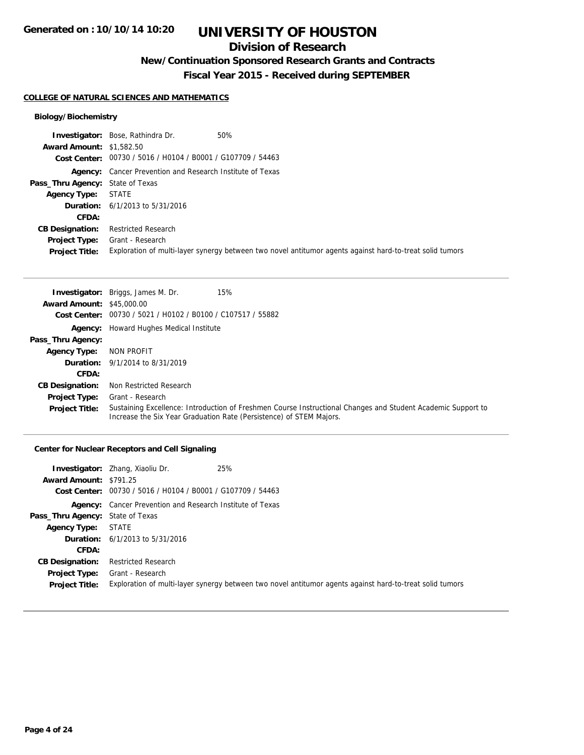# UNIVERSITY OF HOUSTON

## Division of Research

### New/Continuation Sponsored Research Grants and Contracts

### Fiscal Year 2015 - Received during SEPTEMBER

**Generated on : 10/10/14 10:20**

#### COLLEGE OF NATURAL SCIENCES AND MATHEMATICS

##### Biology/Biochemistry

**Investigator:** Bose, Rathindra Dr. 50%
**Award Amount:** $1,582.50
**Cost Center:** 00730 / 5016 / H0104 / B0001 / G107709 / 54463
**Agency:** Cancer Prevention and Research Institute of Texas
**Pass_Thru Agency:** State of Texas
**Agency Type:** STATE
**Duration:** 6/1/2013 to 5/31/2016
**CFDA:**
**CB Designation:** Restricted Research
**Project Type:** Grant - Research
**Project Title:** Exploration of multi-layer synergy between two novel antitumor agents against hard-to-treat solid tumors

---

**Investigator:** Briggs, James M. Dr. 15%
**Award Amount:** $45,000.00
**Cost Center:** 00730 / 5021 / H0102 / B0100 / C107517 / 55882
**Agency:** Howard Hughes Medical Institute
**Pass_Thru Agency:**
**Agency Type:** NON PROFIT
**Duration:** 9/1/2014 to 8/31/2019
**CFDA:**
**CB Designation:** Non Restricted Research
**Project Type:** Grant - Research
**Project Title:** Sustaining Excellence: Introduction of Freshmen Course Instructional Changes and Student Academic Support to Increase the Six Year Graduation Rate (Persistence) of STEM Majors.

---

##### Center for Nuclear Receptors and Cell Signaling

**Investigator:** Zhang, Xiaoliu Dr. 25%
**Award Amount:** $791.25
**Cost Center:** 00730 / 5016 / H0104 / B0001 / G107709 / 54463
**Agency:** Cancer Prevention and Research Institute of Texas
**Pass_Thru Agency:** State of Texas
**Agency Type:** STATE
**Duration:** 6/1/2013 to 5/31/2016
**CFDA:**
**CB Designation:** Restricted Research
**Project Type:** Grant - Research
**Project Title:** Exploration of multi-layer synergy between two novel antitumor agents against hard-to-treat solid tumors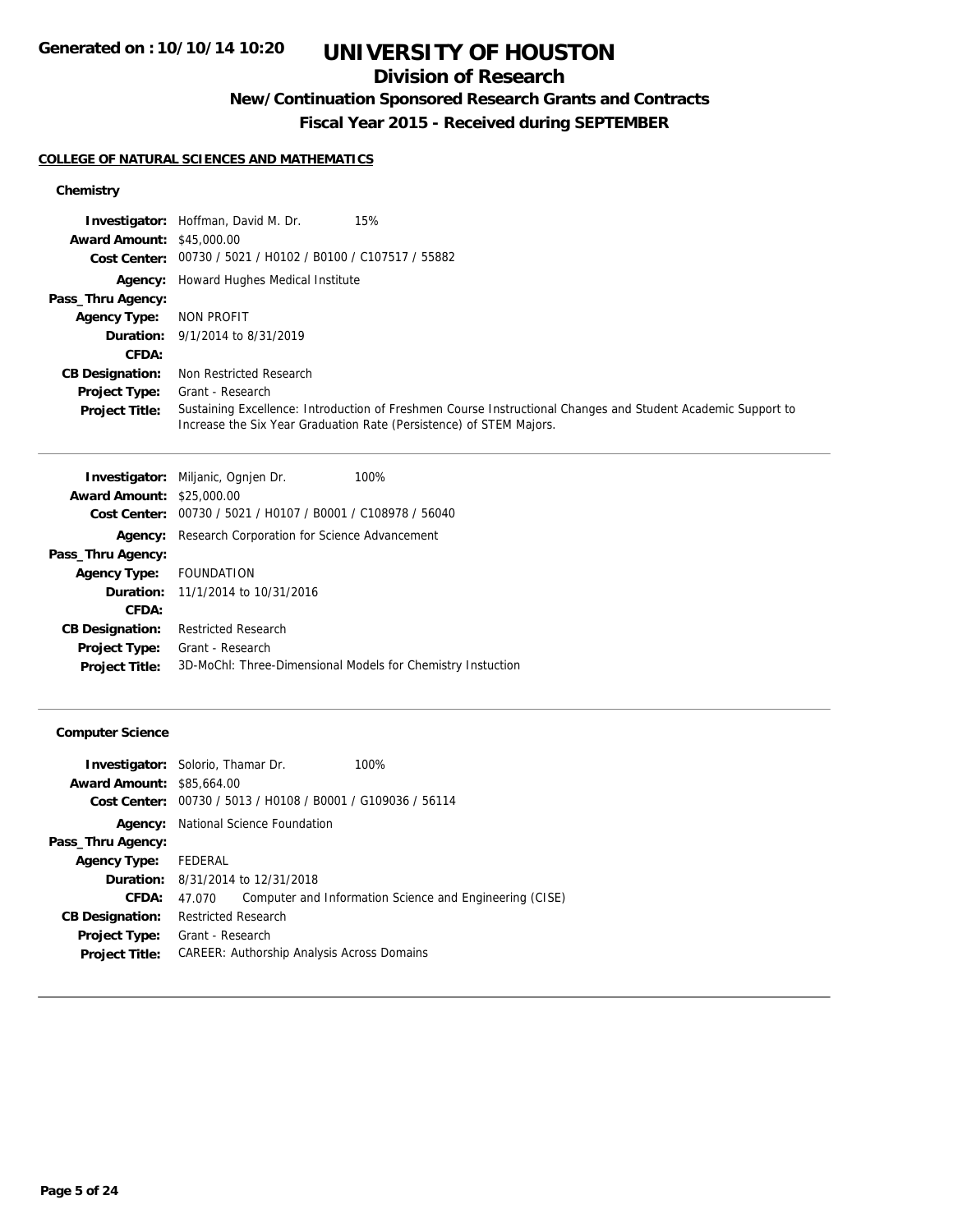**Generated on : 10/10/14 10:20**

# UNIVERSITY OF HOUSTON

## Division of Research

### New/Continuation Sponsored Research Grants and Contracts

### Fiscal Year 2015 - Received during SEPTEMBER

**COLLEGE OF NATURAL SCIENCES AND MATHEMATICS**

#### Chemistry

| | |
|---|---|
| **Investigator:** | Hoffman, David M. Dr. 15% |
| **Award Amount:** | $45,000.00 |
| **Cost Center:** | 00730 / 5021 / H0102 / B0100 / C107517 / 55882 |
| **Agency:** | Howard Hughes Medical Institute |
| **Pass_Thru Agency:** | |
| **Agency Type:** | NON PROFIT |
| **Duration:** | 9/1/2014 to 8/31/2019 |
| **CFDA:** | |
| **CB Designation:** | Non Restricted Research |
| **Project Type:** | Grant - Research |
| **Project Title:** | Sustaining Excellence: Introduction of Freshmen Course Instructional Changes and Student Academic Support to Increase the Six Year Graduation Rate (Persistence) of STEM Majors. |

| | |
|---|---|
| **Investigator:** | Miljanic, Ognjen Dr. 100% |
| **Award Amount:** | $25,000.00 |
| **Cost Center:** | 00730 / 5021 / H0107 / B0001 / C108978 / 56040 |
| **Agency:** | Research Corporation for Science Advancement |
| **Pass_Thru Agency:** | |
| **Agency Type:** | FOUNDATION |
| **Duration:** | 11/1/2014 to 10/31/2016 |
| **CFDA:** | |
| **CB Designation:** | Restricted Research |
| **Project Type:** | Grant - Research |
| **Project Title:** | 3D-MoChI: Three-Dimensional Models for Chemistry Instuction |

#### Computer Science

| | |
|---|---|
| **Investigator:** | Solorio, Thamar Dr. 100% |
| **Award Amount:** | $85,664.00 |
| **Cost Center:** | 00730 / 5013 / H0108 / B0001 / G109036 / 56114 |
| **Agency:** | National Science Foundation |
| **Pass_Thru Agency:** | |
| **Agency Type:** | FEDERAL |
| **Duration:** | 8/31/2014 to 12/31/2018 |
| **CFDA:** | 47.070 Computer and Information Science and Engineering (CISE) |
| **CB Designation:** | Restricted Research |
| **Project Type:** | Grant - Research |
| **Project Title:** | CAREER: Authorship Analysis Across Domains |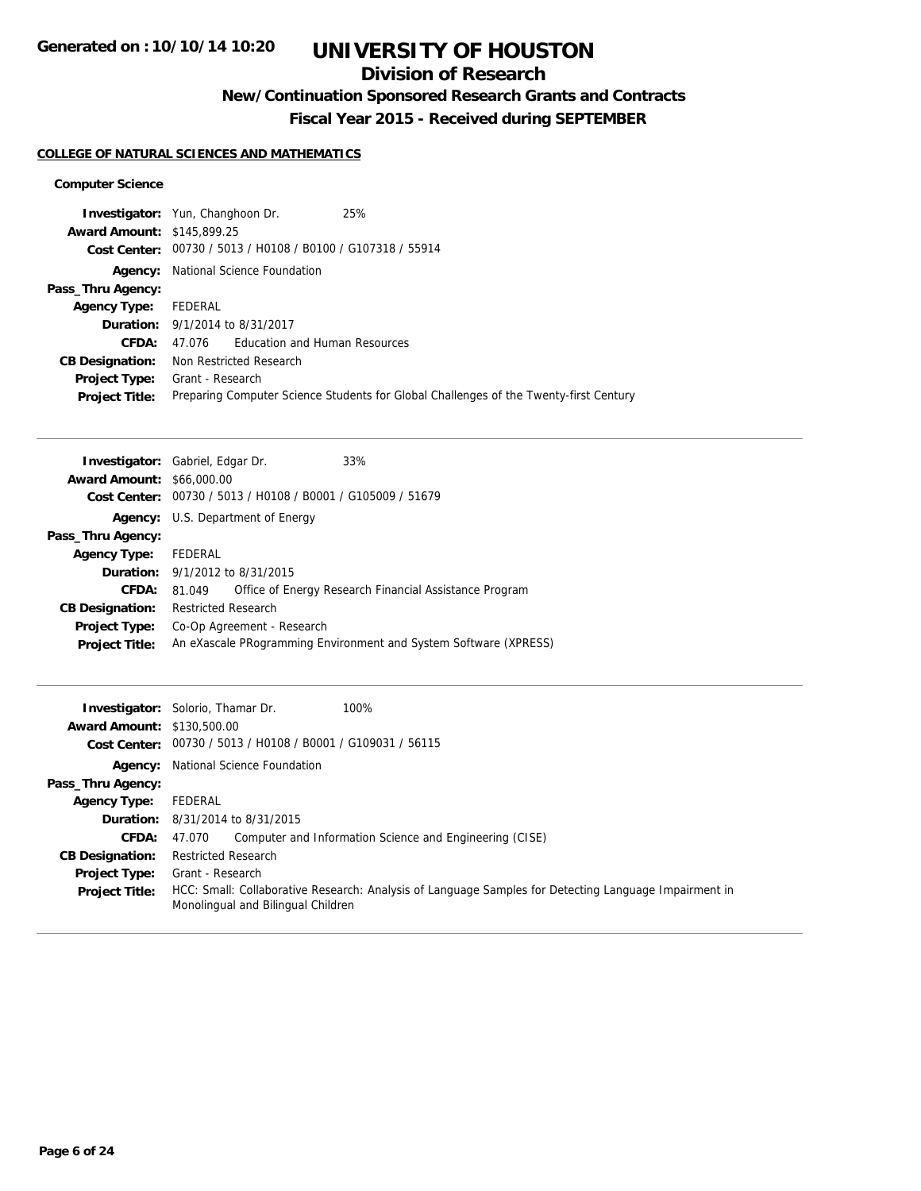# UNIVERSITY OF HOUSTON

## Division of Research

### New/Continuation Sponsored Research Grants and Contracts

### Fiscal Year 2015 - Received during SEPTEMBER

**COLLEGE OF NATURAL SCIENCES AND MATHEMATICS**

**Computer Science**

**Investigator:** Yun, Changhoon Dr. 25%
**Award Amount:** $145,899.25
**Cost Center:** 00730 / 5013 / H0108 / B0100 / G107318 / 55914
**Agency:** National Science Foundation
**Pass_Thru Agency:**
**Agency Type:** FEDERAL
**Duration:** 9/1/2014 to 8/31/2017
**CFDA:** 47.076 Education and Human Resources
**CB Designation:** Non Restricted Research
**Project Type:** Grant - Research
**Project Title:** Preparing Computer Science Students for Global Challenges of the Twenty-first Century

---

**Investigator:** Gabriel, Edgar Dr. 33%
**Award Amount:** $66,000.00
**Cost Center:** 00730 / 5013 / H0108 / B0001 / G105009 / 51679
**Agency:** U.S. Department of Energy
**Pass_Thru Agency:**
**Agency Type:** FEDERAL
**Duration:** 9/1/2012 to 8/31/2015
**CFDA:** 81.049 Office of Energy Research Financial Assistance Program
**CB Designation:** Restricted Research
**Project Type:** Co-Op Agreement - Research
**Project Title:** An eXascale PRogramming Environment and System Software (XPRESS)

---

**Investigator:** Solorio, Thamar Dr. 100%
**Award Amount:** $130,500.00
**Cost Center:** 00730 / 5013 / H0108 / B0001 / G109031 / 56115
**Agency:** National Science Foundation
**Pass_Thru Agency:**
**Agency Type:** FEDERAL
**Duration:** 8/31/2014 to 8/31/2015
**CFDA:** 47.070 Computer and Information Science and Engineering (CISE)
**CB Designation:** Restricted Research
**Project Type:** Grant - Research
**Project Title:** HCC: Small: Collaborative Research: Analysis of Language Samples for Detecting Language Impairment in Monolingual and Bilingual Children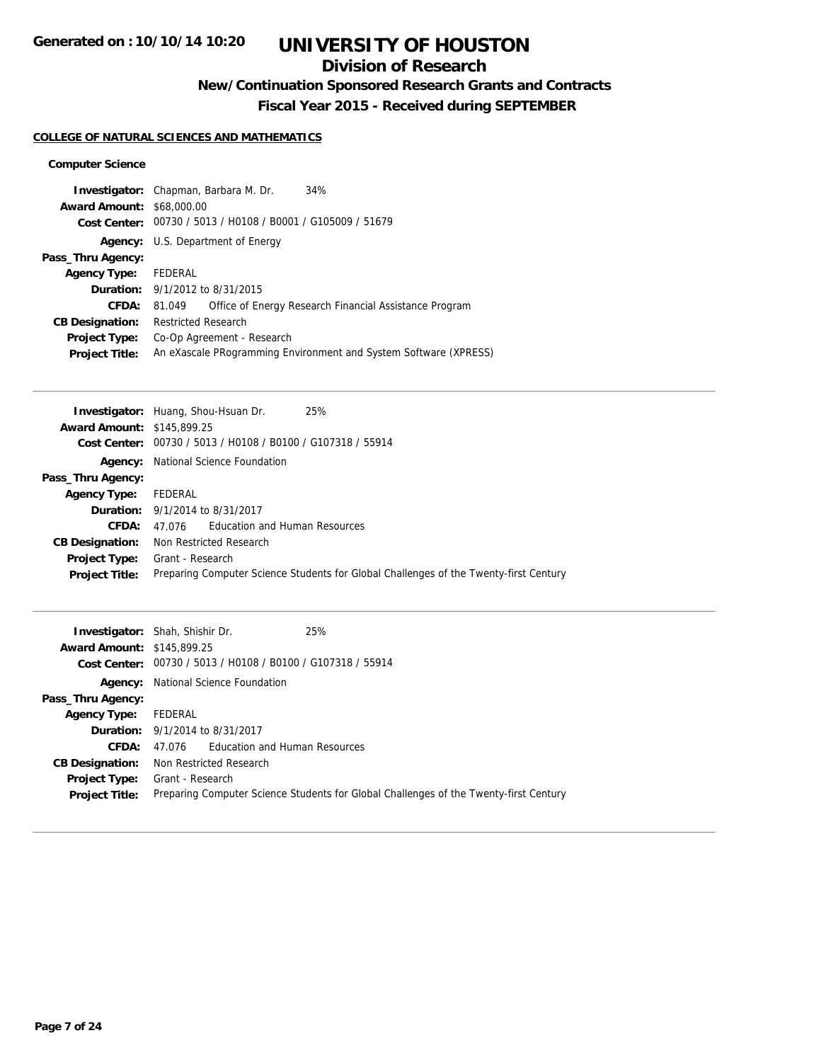# UNIVERSITY OF HOUSTON

## Division of Research

### New/Continuation Sponsored Research Grants and Contracts

### Fiscal Year 2015 - Received during SEPTEMBER

**COLLEGE OF NATURAL SCIENCES AND MATHEMATICS**

**Computer Science**

**Investigator:** Chapman, Barbara M. Dr. 34%
**Award Amount:** $68,000.00
**Cost Center:** 00730 / 5013 / H0108 / B0001 / G105009 / 51679
**Agency:** U.S. Department of Energy
**Pass_Thru Agency:**
**Agency Type:** FEDERAL
**Duration:** 9/1/2012 to 8/31/2015
**CFDA:** 81.049 Office of Energy Research Financial Assistance Program
**CB Designation:** Restricted Research
**Project Type:** Co-Op Agreement - Research
**Project Title:** An eXascale PRogramming Environment and System Software (XPRESS)

---

**Investigator:** Huang, Shou-Hsuan Dr. 25%
**Award Amount:** $145,899.25
**Cost Center:** 00730 / 5013 / H0108 / B0100 / G107318 / 55914
**Agency:** National Science Foundation
**Pass_Thru Agency:**
**Agency Type:** FEDERAL
**Duration:** 9/1/2014 to 8/31/2017
**CFDA:** 47.076 Education and Human Resources
**CB Designation:** Non Restricted Research
**Project Type:** Grant - Research
**Project Title:** Preparing Computer Science Students for Global Challenges of the Twenty-first Century

---

**Investigator:** Shah, Shishir Dr. 25%
**Award Amount:** $145,899.25
**Cost Center:** 00730 / 5013 / H0108 / B0100 / G107318 / 55914
**Agency:** National Science Foundation
**Pass_Thru Agency:**
**Agency Type:** FEDERAL
**Duration:** 9/1/2014 to 8/31/2017
**CFDA:** 47.076 Education and Human Resources
**CB Designation:** Non Restricted Research
**Project Type:** Grant - Research
**Project Title:** Preparing Computer Science Students for Global Challenges of the Twenty-first Century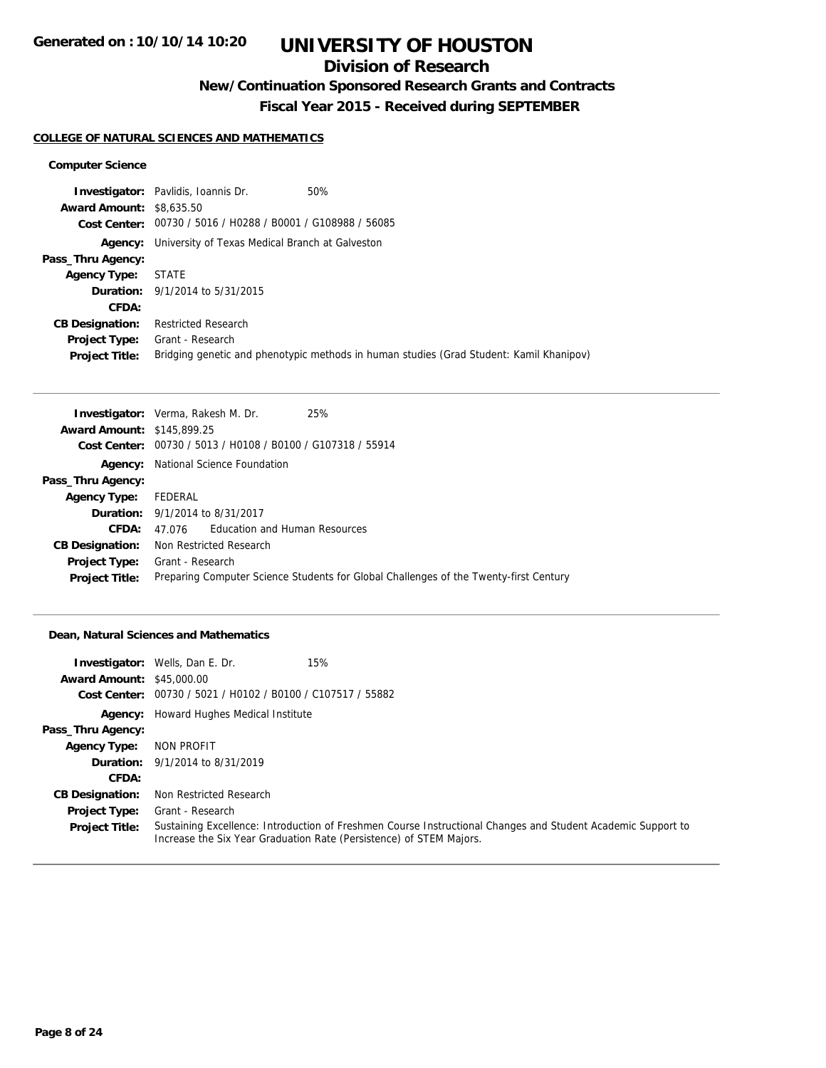# UNIVERSITY OF HOUSTON

## Division of Research

### New/Continuation Sponsored Research Grants and Contracts

### Fiscal Year 2015 - Received during SEPTEMBER

**COLLEGE OF NATURAL SCIENCES AND MATHEMATICS**

**Computer Science**

**Investigator:** Pavlidis, Ioannis Dr. 50%
**Award Amount:** $8,635.50
**Cost Center:** 00730 / 5016 / H0288 / B0001 / G108988 / 56085
**Agency:** University of Texas Medical Branch at Galveston
**Pass_Thru Agency:**
**Agency Type:** STATE
**Duration:** 9/1/2014 to 5/31/2015
**CFDA:**
**CB Designation:** Restricted Research
**Project Type:** Grant - Research
**Project Title:** Bridging genetic and phenotypic methods in human studies (Grad Student: Kamil Khanipov)

---

**Investigator:** Verma, Rakesh M. Dr. 25%
**Award Amount:** $145,899.25
**Cost Center:** 00730 / 5013 / H0108 / B0100 / G107318 / 55914
**Agency:** National Science Foundation
**Pass_Thru Agency:**
**Agency Type:** FEDERAL
**Duration:** 9/1/2014 to 8/31/2017
**CFDA:** 47.076 Education and Human Resources
**CB Designation:** Non Restricted Research
**Project Type:** Grant - Research
**Project Title:** Preparing Computer Science Students for Global Challenges of the Twenty-first Century

---

**Dean, Natural Sciences and Mathematics**

**Investigator:** Wells, Dan E. Dr. 15%
**Award Amount:** $45,000.00
**Cost Center:** 00730 / 5021 / H0102 / B0100 / C107517 / 55882
**Agency:** Howard Hughes Medical Institute
**Pass_Thru Agency:**
**Agency Type:** NON PROFIT
**Duration:** 9/1/2014 to 8/31/2019
**CFDA:**
**CB Designation:** Non Restricted Research
**Project Type:** Grant - Research
**Project Title:** Sustaining Excellence: Introduction of Freshmen Course Instructional Changes and Student Academic Support to Increase the Six Year Graduation Rate (Persistence) of STEM Majors.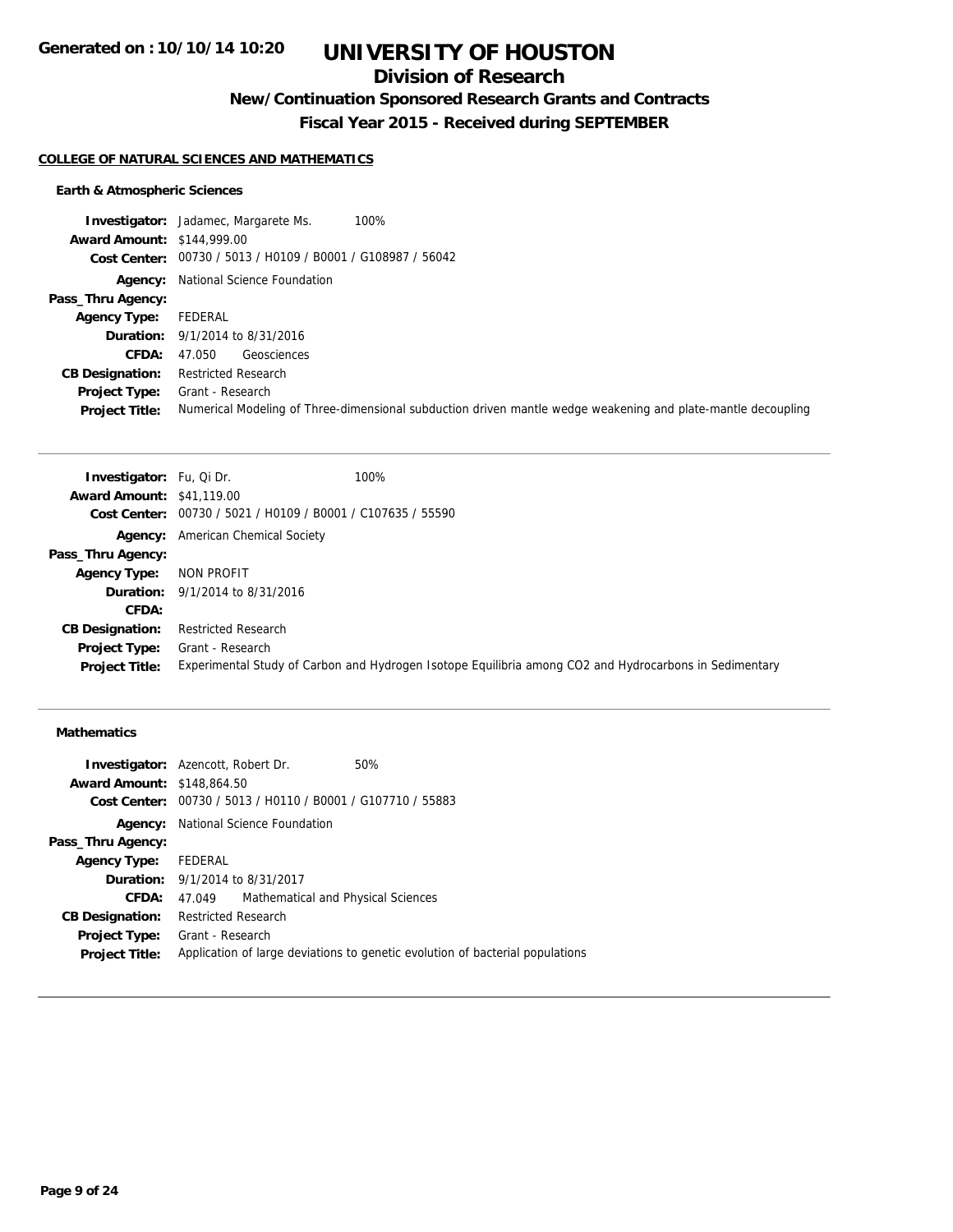**Generated on : 10/10/14 10:20**

# UNIVERSITY OF HOUSTON

## Division of Research

### New/Continuation Sponsored Research Grants and Contracts

### Fiscal Year 2015 - Received during SEPTEMBER

**COLLEGE OF NATURAL SCIENCES AND MATHEMATICS**

#### Earth & Atmospheric Sciences

**Investigator:** Jadamec, Margarete Ms. 100%
**Award Amount:** $144,999.00
**Cost Center:** 00730 / 5013 / H0109 / B0001 / G108987 / 56042
**Agency:** National Science Foundation
**Pass_Thru Agency:**
**Agency Type:** FEDERAL
**Duration:** 9/1/2014 to 8/31/2016
**CFDA:** 47.050 Geosciences
**CB Designation:** Restricted Research
**Project Type:** Grant - Research
**Project Title:** Numerical Modeling of Three-dimensional subduction driven mantle wedge weakening and plate-mantle decoupling

---

**Investigator:** Fu, Qi Dr. 100%
**Award Amount:** $41,119.00
**Cost Center:** 00730 / 5021 / H0109 / B0001 / C107635 / 55590
**Agency:** American Chemical Society
**Pass_Thru Agency:**
**Agency Type:** NON PROFIT
**Duration:** 9/1/2014 to 8/31/2016
**CFDA:**
**CB Designation:** Restricted Research
**Project Type:** Grant - Research
**Project Title:** Experimental Study of Carbon and Hydrogen Isotope Equilibria among CO2 and Hydrocarbons in Sedimentary

---

#### Mathematics

**Investigator:** Azencott, Robert Dr. 50%
**Award Amount:** $148,864.50
**Cost Center:** 00730 / 5013 / H0110 / B0001 / G107710 / 55883
**Agency:** National Science Foundation
**Pass_Thru Agency:**
**Agency Type:** FEDERAL
**Duration:** 9/1/2014 to 8/31/2017
**CFDA:** 47.049 Mathematical and Physical Sciences
**CB Designation:** Restricted Research
**Project Type:** Grant - Research
**Project Title:** Application of large deviations to genetic evolution of bacterial populations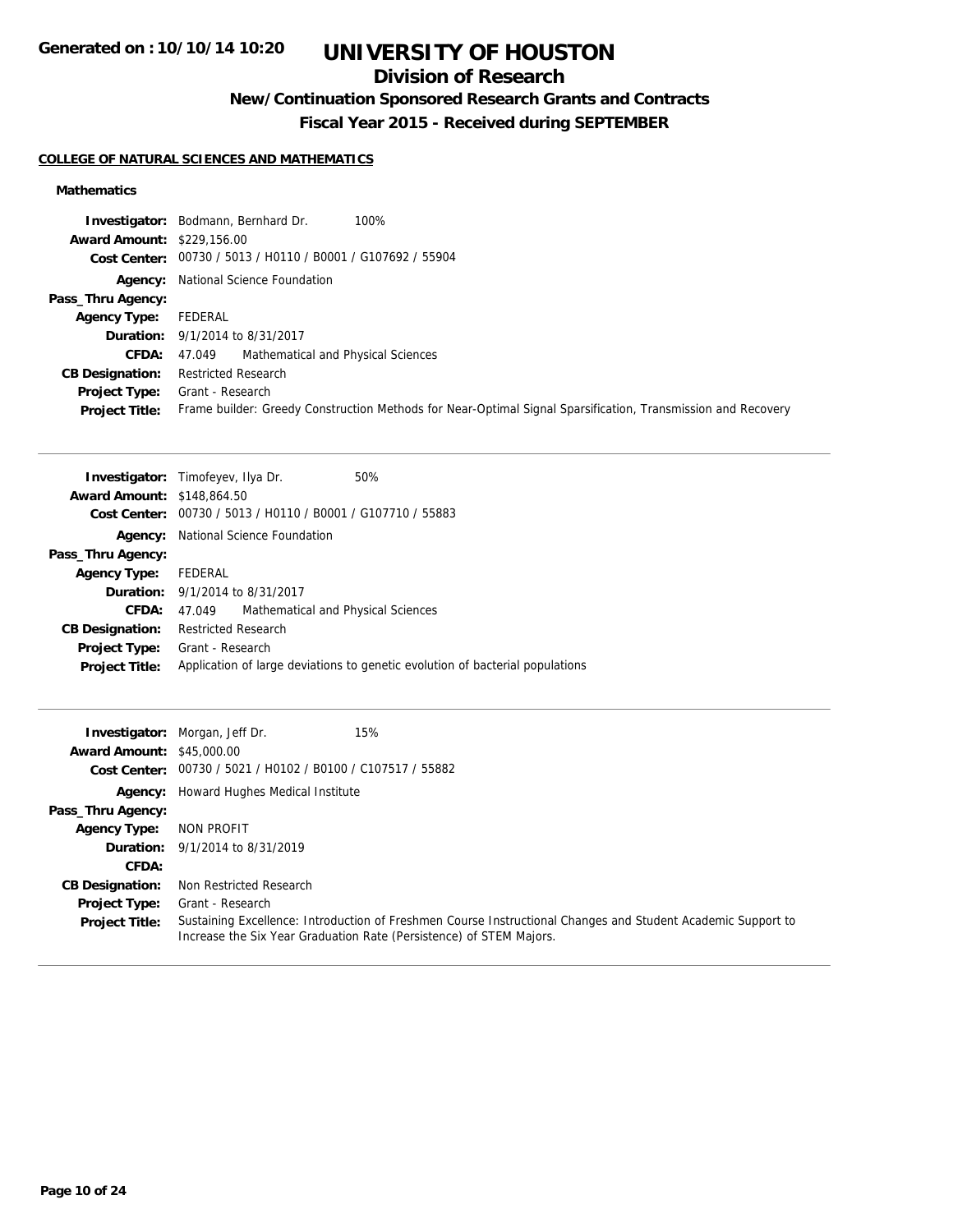# UNIVERSITY OF HOUSTON

## Division of Research

### New/Continuation Sponsored Research Grants and Contracts

### Fiscal Year 2015 - Received during SEPTEMBER

Generated on : 10/10/14 10:20

**COLLEGE OF NATURAL SCIENCES AND MATHEMATICS**

**Mathematics**

**Investigator:** Bodmann, Bernhard Dr. 100%
**Award Amount:** $229,156.00
**Cost Center:** 00730 / 5013 / H0110 / B0001 / G107692 / 55904
**Agency:** National Science Foundation
**Pass_Thru Agency:**
**Agency Type:** FEDERAL
**Duration:** 9/1/2014 to 8/31/2017
**CFDA:** 47.049 Mathematical and Physical Sciences
**CB Designation:** Restricted Research
**Project Type:** Grant - Research
**Project Title:** Frame builder: Greedy Construction Methods for Near-Optimal Signal Sparsification, Transmission and Recovery

---

**Investigator:** Timofeyev, Ilya Dr. 50%
**Award Amount:** $148,864.50
**Cost Center:** 00730 / 5013 / H0110 / B0001 / G107710 / 55883
**Agency:** National Science Foundation
**Pass_Thru Agency:**
**Agency Type:** FEDERAL
**Duration:** 9/1/2014 to 8/31/2017
**CFDA:** 47.049 Mathematical and Physical Sciences
**CB Designation:** Restricted Research
**Project Type:** Grant - Research
**Project Title:** Application of large deviations to genetic evolution of bacterial populations

---

**Investigator:** Morgan, Jeff Dr. 15%
**Award Amount:** $45,000.00
**Cost Center:** 00730 / 5021 / H0102 / B0100 / C107517 / 55882
**Agency:** Howard Hughes Medical Institute
**Pass_Thru Agency:**
**Agency Type:** NON PROFIT
**Duration:** 9/1/2014 to 8/31/2019
**CFDA:**
**CB Designation:** Non Restricted Research
**Project Type:** Grant - Research
**Project Title:** Sustaining Excellence: Introduction of Freshmen Course Instructional Changes and Student Academic Support to Increase the Six Year Graduation Rate (Persistence) of STEM Majors.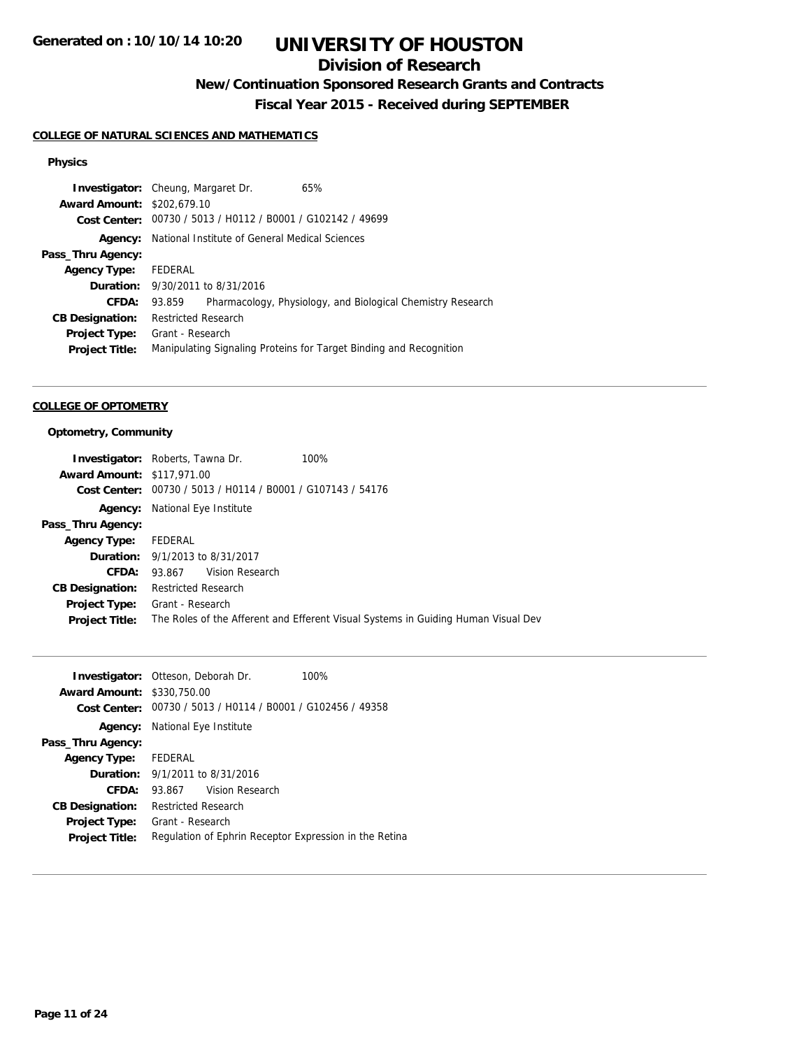# UNIVERSITY OF HOUSTON

## Division of Research

### New/Continuation Sponsored Research Grants and Contracts

### Fiscal Year 2015 - Received during SEPTEMBER

Generated on : 10/10/14 10:20

**COLLEGE OF NATURAL SCIENCES AND MATHEMATICS**

**Physics**

**Investigator:** Cheung, Margaret Dr. 65%
**Award Amount:** $202,679.10
**Cost Center:** 00730 / 5013 / H0112 / B0001 / G102142 / 49699
**Agency:** National Institute of General Medical Sciences
**Pass_Thru Agency:**
**Agency Type:** FEDERAL
**Duration:** 9/30/2011 to 8/31/2016
**CFDA:** 93.859 Pharmacology, Physiology, and Biological Chemistry Research
**CB Designation:** Restricted Research
**Project Type:** Grant - Research
**Project Title:** Manipulating Signaling Proteins for Target Binding and Recognition

---

**COLLEGE OF OPTOMETRY**

**Optometry, Community**

**Investigator:** Roberts, Tawna Dr. 100%
**Award Amount:** $117,971.00
**Cost Center:** 00730 / 5013 / H0114 / B0001 / G107143 / 54176
**Agency:** National Eye Institute
**Pass_Thru Agency:**
**Agency Type:** FEDERAL
**Duration:** 9/1/2013 to 8/31/2017
**CFDA:** 93.867 Vision Research
**CB Designation:** Restricted Research
**Project Type:** Grant - Research
**Project Title:** The Roles of the Afferent and Efferent Visual Systems in Guiding Human Visual Dev

---

**Investigator:** Otteson, Deborah Dr. 100%
**Award Amount:** $330,750.00
**Cost Center:** 00730 / 5013 / H0114 / B0001 / G102456 / 49358
**Agency:** National Eye Institute
**Pass_Thru Agency:**
**Agency Type:** FEDERAL
**Duration:** 9/1/2011 to 8/31/2016
**CFDA:** 93.867 Vision Research
**CB Designation:** Restricted Research
**Project Type:** Grant - Research
**Project Title:** Regulation of Ephrin Receptor Expression in the Retina

---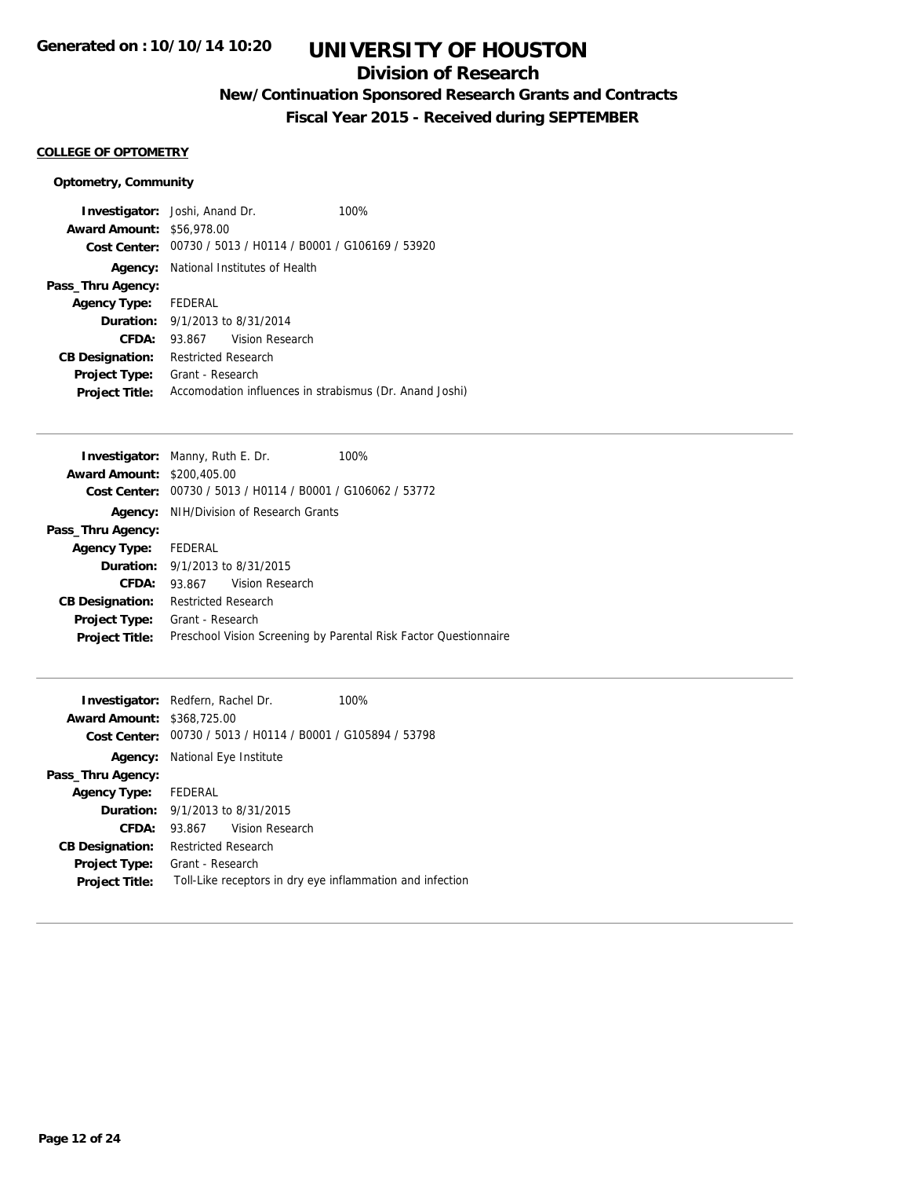# UNIVERSITY OF HOUSTON

## Division of Research

### New/Continuation Sponsored Research Grants and Contracts

### Fiscal Year 2015 - Received during SEPTEMBER

Generated on : 10/10/14 10:20

**COLLEGE OF OPTOMETRY**

**Optometry, Community**

**Investigator:** Joshi, Anand Dr. 100%
**Award Amount:** $56,978.00
**Cost Center:** 00730 / 5013 / H0114 / B0001 / G106169 / 53920
**Agency:** National Institutes of Health
**Pass_Thru Agency:**
**Agency Type:** FEDERAL
**Duration:** 9/1/2013 to 8/31/2014
**CFDA:** 93.867 Vision Research
**CB Designation:** Restricted Research
**Project Type:** Grant - Research
**Project Title:** Accomodation influences in strabismus (Dr. Anand Joshi)

---

**Investigator:** Manny, Ruth E. Dr. 100%
**Award Amount:** $200,405.00
**Cost Center:** 00730 / 5013 / H0114 / B0001 / G106062 / 53772
**Agency:** NIH/Division of Research Grants
**Pass_Thru Agency:**
**Agency Type:** FEDERAL
**Duration:** 9/1/2013 to 8/31/2015
**CFDA:** 93.867 Vision Research
**CB Designation:** Restricted Research
**Project Type:** Grant - Research
**Project Title:** Preschool Vision Screening by Parental Risk Factor Questionnaire

---

**Investigator:** Redfern, Rachel Dr. 100%
**Award Amount:** $368,725.00
**Cost Center:** 00730 / 5013 / H0114 / B0001 / G105894 / 53798
**Agency:** National Eye Institute
**Pass_Thru Agency:**
**Agency Type:** FEDERAL
**Duration:** 9/1/2013 to 8/31/2015
**CFDA:** 93.867 Vision Research
**CB Designation:** Restricted Research
**Project Type:** Grant - Research
**Project Title:** Toll-Like receptors in dry eye inflammation and infection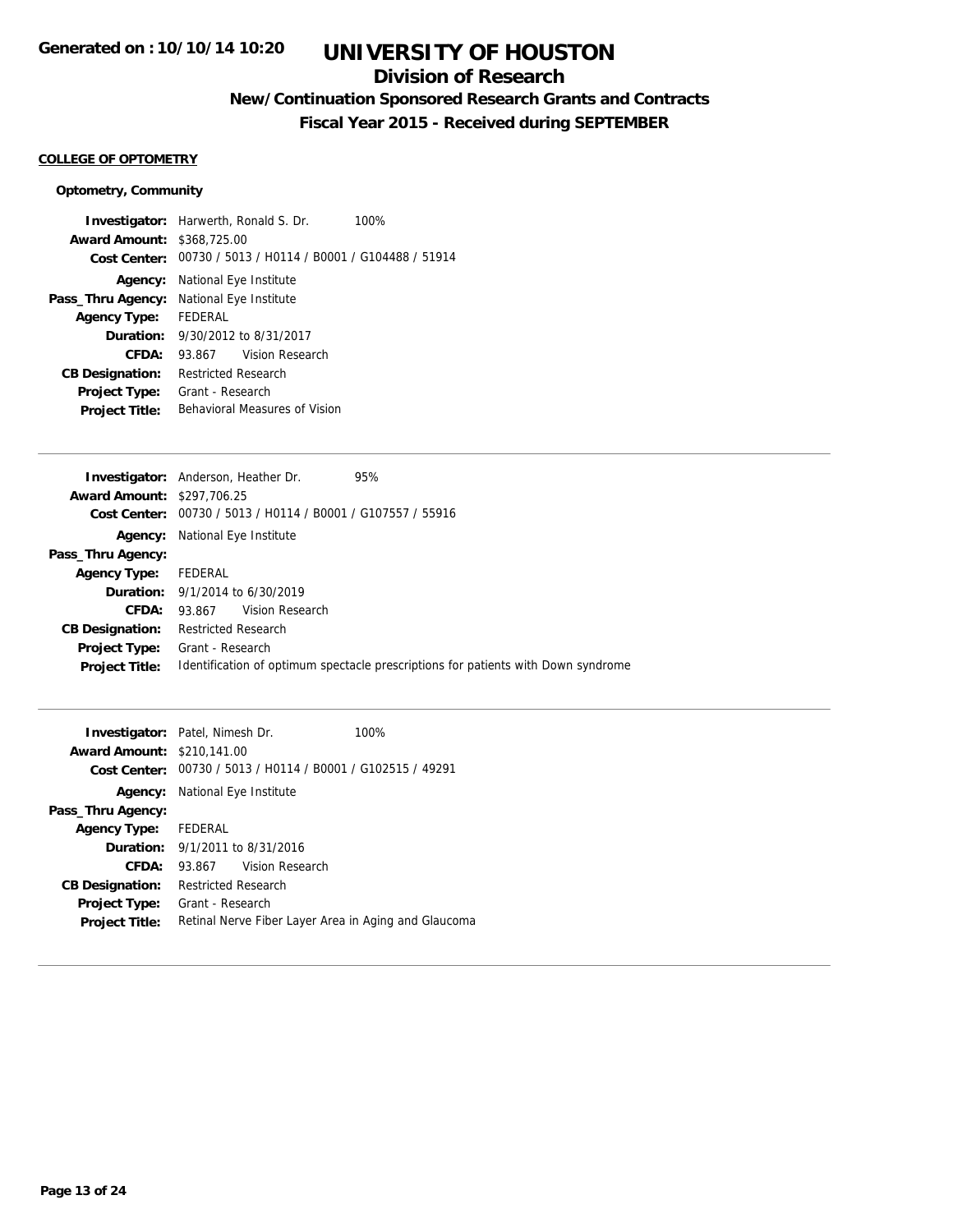**Generated on : 10/10/14 10:20**

# UNIVERSITY OF HOUSTON

## Division of Research

### New/Continuation Sponsored Research Grants and Contracts

### Fiscal Year 2015 - Received during SEPTEMBER

**COLLEGE OF OPTOMETRY**

**Optometry, Community**

**Investigator:** Harwerth, Ronald S. Dr. 100%
**Award Amount:** $368,725.00
**Cost Center:** 00730 / 5013 / H0114 / B0001 / G104488 / 51914
**Agency:** National Eye Institute
**Pass_Thru Agency:** National Eye Institute
**Agency Type:** FEDERAL
**Duration:** 9/30/2012 to 8/31/2017
**CFDA:** 93.867 Vision Research
**CB Designation:** Restricted Research
**Project Type:** Grant - Research
**Project Title:** Behavioral Measures of Vision

---

**Investigator:** Anderson, Heather Dr. 95%
**Award Amount:** $297,706.25
**Cost Center:** 00730 / 5013 / H0114 / B0001 / G107557 / 55916
**Agency:** National Eye Institute
**Pass_Thru Agency:**
**Agency Type:** FEDERAL
**Duration:** 9/1/2014 to 6/30/2019
**CFDA:** 93.867 Vision Research
**CB Designation:** Restricted Research
**Project Type:** Grant - Research
**Project Title:** Identification of optimum spectacle prescriptions for patients with Down syndrome

---

**Investigator:** Patel, Nimesh Dr. 100%
**Award Amount:** $210,141.00
**Cost Center:** 00730 / 5013 / H0114 / B0001 / G102515 / 49291
**Agency:** National Eye Institute
**Pass_Thru Agency:**
**Agency Type:** FEDERAL
**Duration:** 9/1/2011 to 8/31/2016
**CFDA:** 93.867 Vision Research
**CB Designation:** Restricted Research
**Project Type:** Grant - Research
**Project Title:** Retinal Nerve Fiber Layer Area in Aging and Glaucoma

---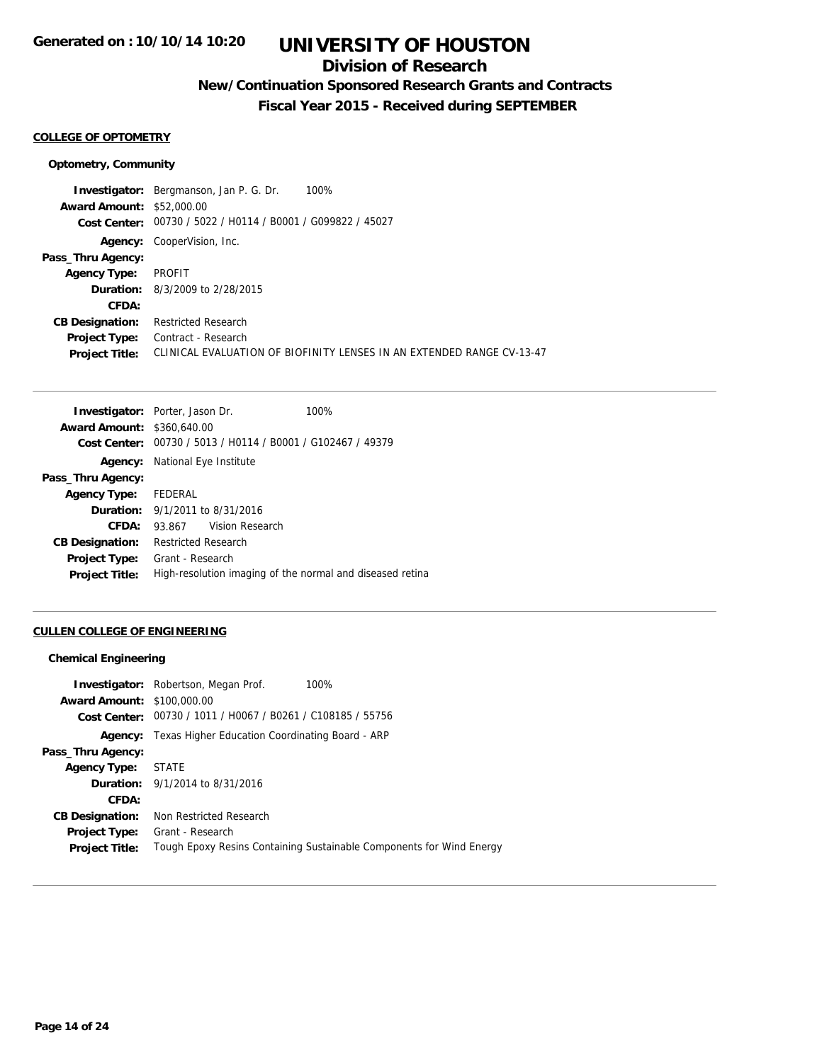# UNIVERSITY OF HOUSTON

## Division of Research

### New/Continuation Sponsored Research Grants and Contracts

### Fiscal Year 2015 - Received during SEPTEMBER

**Generated on : 10/10/14 10:20**

#### COLLEGE OF OPTOMETRY

**Optometry, Community**

**Investigator:** Bergmanson, Jan P. G. Dr. 100%
**Award Amount:** \$52,000.00
**Cost Center:** 00730 / 5022 / H0114 / B0001 / G099822 / 45027
**Agency:** CooperVision, Inc.
**Pass_Thru Agency:**
**Agency Type:** PROFIT
**Duration:** 8/3/2009 to 2/28/2015
**CFDA:**
**CB Designation:** Restricted Research
**Project Type:** Contract - Research
**Project Title:** CLINICAL EVALUATION OF BIOFINITY LENSES IN AN EXTENDED RANGE CV-13-47

---

**Investigator:** Porter, Jason Dr. 100%
**Award Amount:** \$360,640.00
**Cost Center:** 00730 / 5013 / H0114 / B0001 / G102467 / 49379
**Agency:** National Eye Institute
**Pass_Thru Agency:**
**Agency Type:** FEDERAL
**Duration:** 9/1/2011 to 8/31/2016
**CFDA:** 93.867 Vision Research
**CB Designation:** Restricted Research
**Project Type:** Grant - Research
**Project Title:** High-resolution imaging of the normal and diseased retina

---

#### CULLEN COLLEGE OF ENGINEERING

**Chemical Engineering**

**Investigator:** Robertson, Megan Prof. 100%
**Award Amount:** \$100,000.00
**Cost Center:** 00730 / 1011 / H0067 / B0261 / C108185 / 55756
**Agency:** Texas Higher Education Coordinating Board - ARP
**Pass_Thru Agency:**
**Agency Type:** STATE
**Duration:** 9/1/2014 to 8/31/2016
**CFDA:**
**CB Designation:** Non Restricted Research
**Project Type:** Grant - Research
**Project Title:** Tough Epoxy Resins Containing Sustainable Components for Wind Energy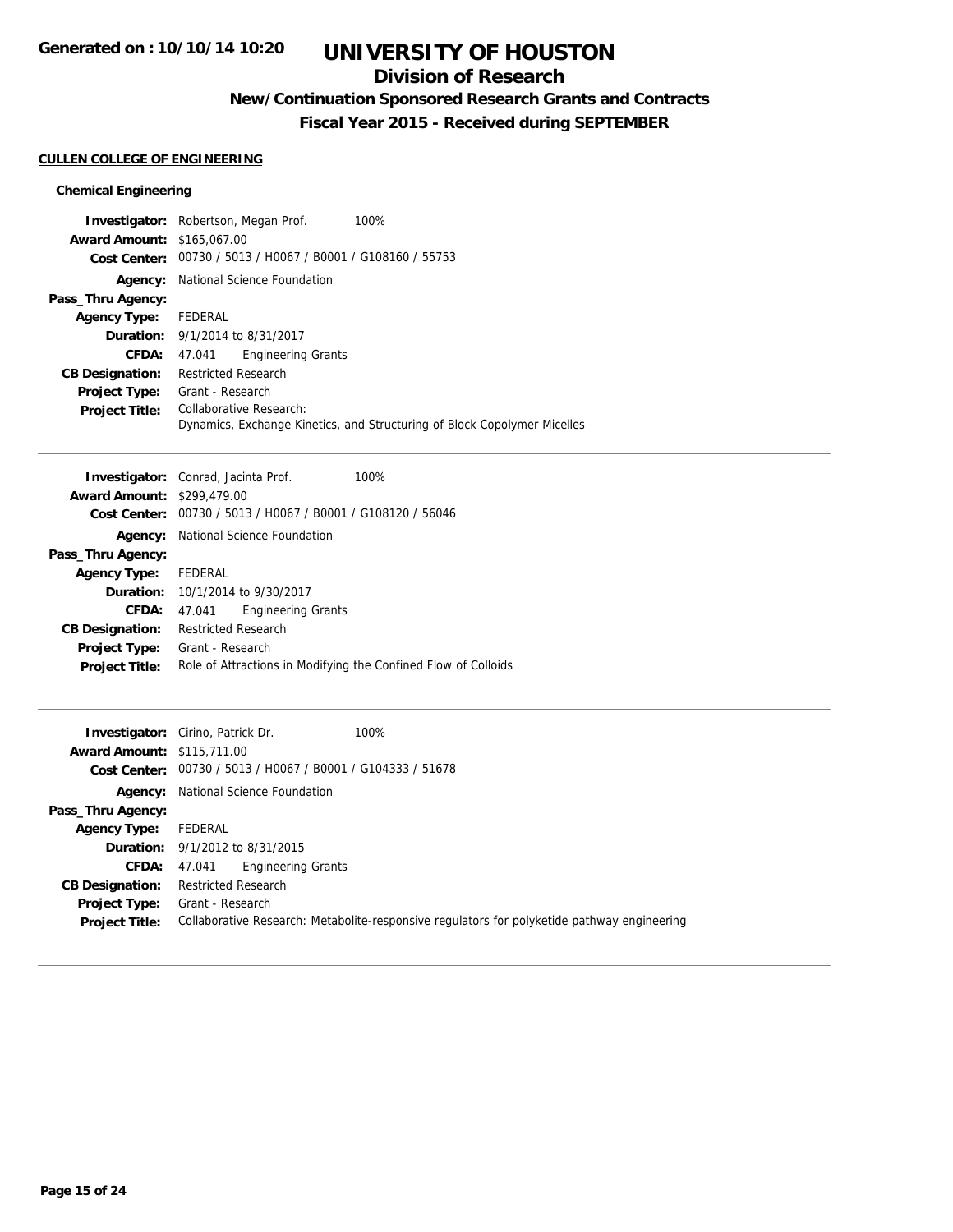**Generated on : 10/10/14 10:20**

# UNIVERSITY OF HOUSTON

## Division of Research

### New/Continuation Sponsored Research Grants and Contracts

### Fiscal Year 2015 - Received during SEPTEMBER

**CULLEN COLLEGE OF ENGINEERING**

#### Chemical Engineering

**Investigator:** Robertson, Megan Prof. 100%
**Award Amount:** $165,067.00
**Cost Center:** 00730 / 5013 / H0067 / B0001 / G108160 / 55753
**Agency:** National Science Foundation
**Pass_Thru Agency:**
**Agency Type:** FEDERAL
**Duration:** 9/1/2014 to 8/31/2017
**CFDA:** 47.041 Engineering Grants
**CB Designation:** Restricted Research
**Project Type:** Grant - Research
**Project Title:** Collaborative Research:
Dynamics, Exchange Kinetics, and Structuring of Block Copolymer Micelles

---

**Investigator:** Conrad, Jacinta Prof. 100%
**Award Amount:** $299,479.00
**Cost Center:** 00730 / 5013 / H0067 / B0001 / G108120 / 56046
**Agency:** National Science Foundation
**Pass_Thru Agency:**
**Agency Type:** FEDERAL
**Duration:** 10/1/2014 to 9/30/2017
**CFDA:** 47.041 Engineering Grants
**CB Designation:** Restricted Research
**Project Type:** Grant - Research
**Project Title:** Role of Attractions in Modifying the Confined Flow of Colloids

---

**Investigator:** Cirino, Patrick Dr. 100%
**Award Amount:** $115,711.00
**Cost Center:** 00730 / 5013 / H0067 / B0001 / G104333 / 51678
**Agency:** National Science Foundation
**Pass_Thru Agency:**
**Agency Type:** FEDERAL
**Duration:** 9/1/2012 to 8/31/2015
**CFDA:** 47.041 Engineering Grants
**CB Designation:** Restricted Research
**Project Type:** Grant - Research
**Project Title:** Collaborative Research: Metabolite-responsive regulators for polyketide pathway engineering

---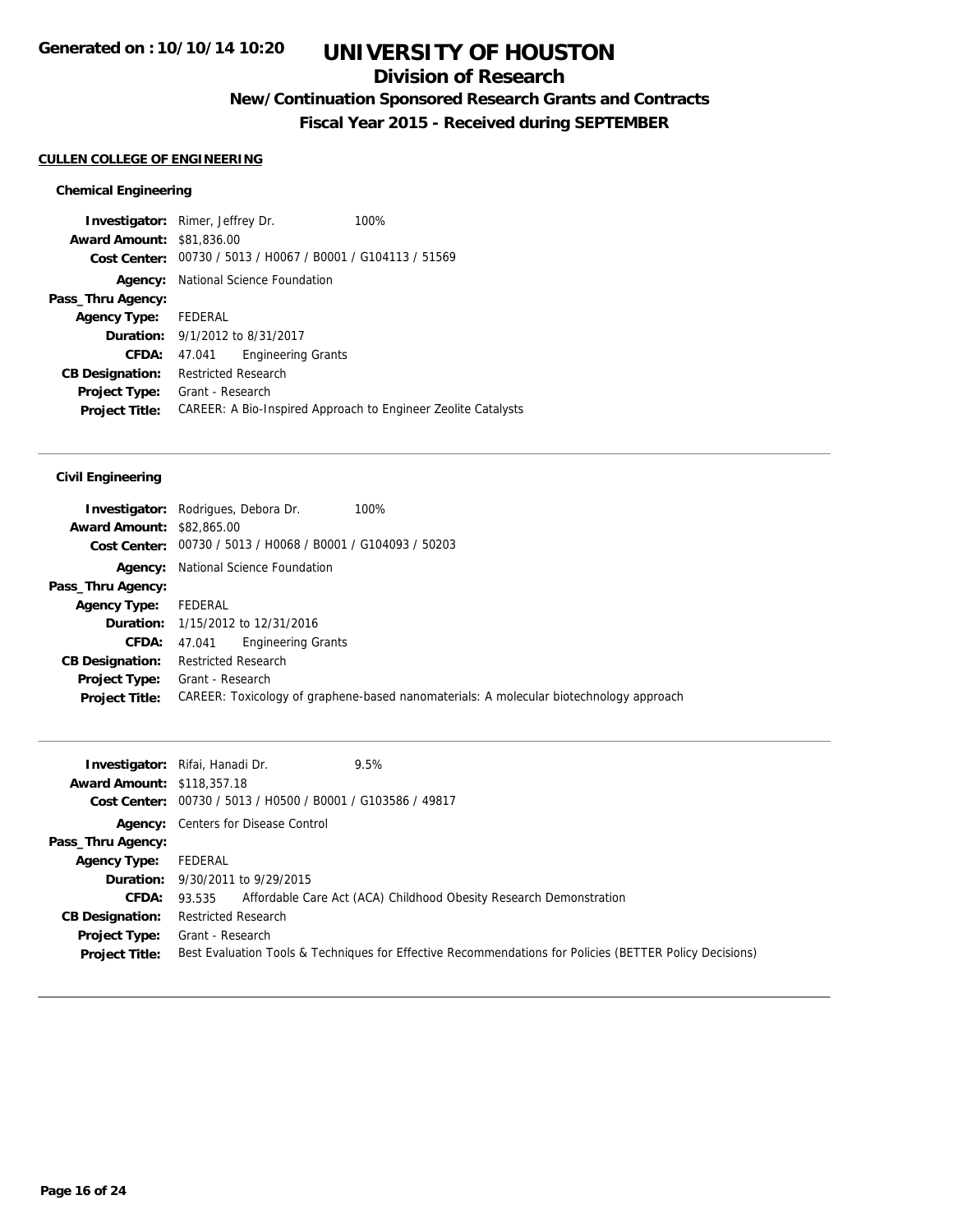# UNIVERSITY OF HOUSTON

## Division of Research

### New/Continuation Sponsored Research Grants and Contracts

### Fiscal Year 2015 - Received during SEPTEMBER

Generated on : 10/10/14 10:20

**CULLEN COLLEGE OF ENGINEERING**

#### Chemical Engineering

**Investigator:** Rimer, Jeffrey Dr. 100%
**Award Amount:** $81,836.00
**Cost Center:** 00730 / 5013 / H0067 / B0001 / G104113 / 51569
**Agency:** National Science Foundation
**Pass_Thru Agency:**
**Agency Type:** FEDERAL
**Duration:** 9/1/2012 to 8/31/2017
**CFDA:** 47.041 Engineering Grants
**CB Designation:** Restricted Research
**Project Type:** Grant - Research
**Project Title:** CAREER: A Bio-Inspired Approach to Engineer Zeolite Catalysts

---

#### Civil Engineering

**Investigator:** Rodrigues, Debora Dr. 100%
**Award Amount:** $82,865.00
**Cost Center:** 00730 / 5013 / H0068 / B0001 / G104093 / 50203
**Agency:** National Science Foundation
**Pass_Thru Agency:**
**Agency Type:** FEDERAL
**Duration:** 1/15/2012 to 12/31/2016
**CFDA:** 47.041 Engineering Grants
**CB Designation:** Restricted Research
**Project Type:** Grant - Research
**Project Title:** CAREER: Toxicology of graphene-based nanomaterials: A molecular biotechnology approach

---

**Investigator:** Rifai, Hanadi Dr. 9.5%
**Award Amount:** $118,357.18
**Cost Center:** 00730 / 5013 / H0500 / B0001 / G103586 / 49817
**Agency:** Centers for Disease Control
**Pass_Thru Agency:**
**Agency Type:** FEDERAL
**Duration:** 9/30/2011 to 9/29/2015
**CFDA:** 93.535 Affordable Care Act (ACA) Childhood Obesity Research Demonstration
**CB Designation:** Restricted Research
**Project Type:** Grant - Research
**Project Title:** Best Evaluation Tools & Techniques for Effective Recommendations for Policies (BETTER Policy Decisions)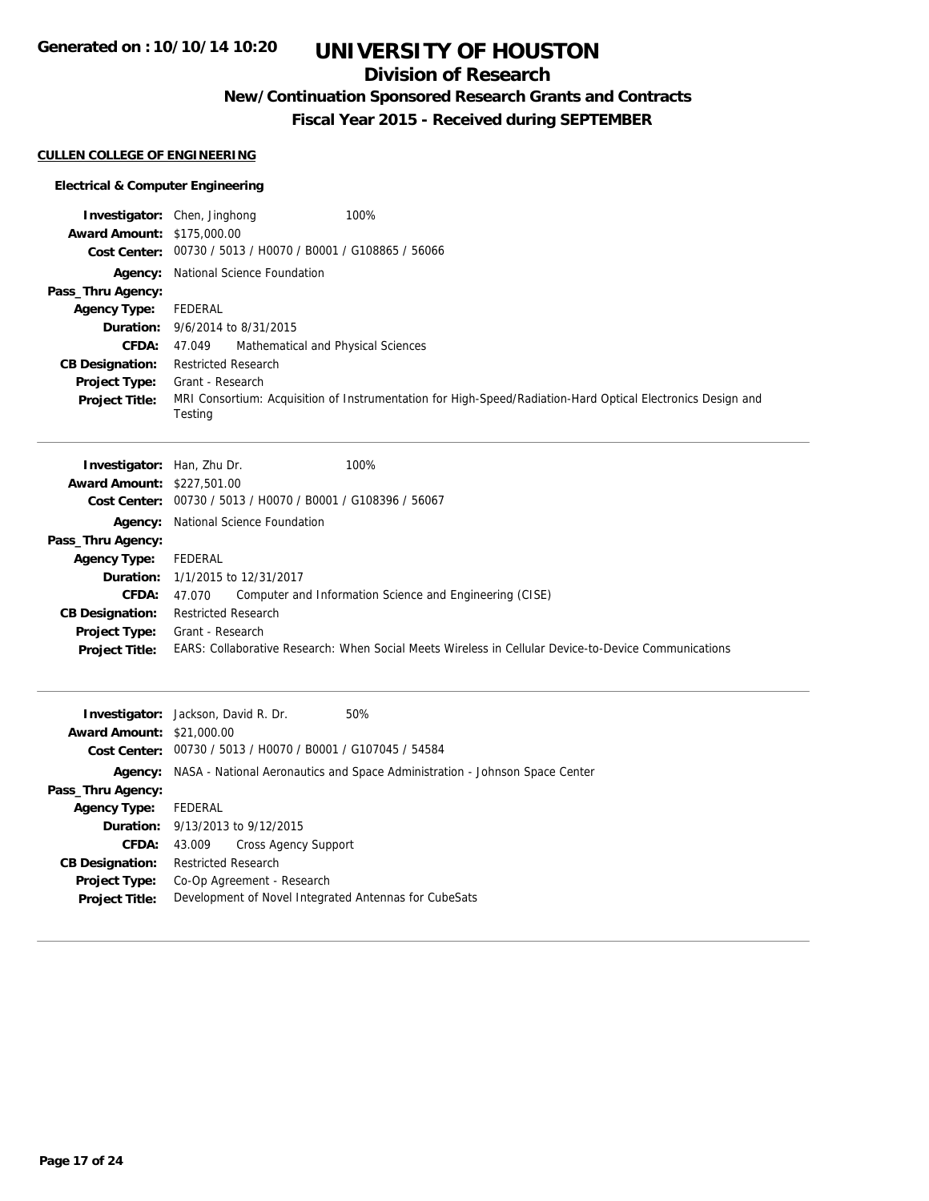# UNIVERSITY OF HOUSTON

## Division of Research

### New/Continuation Sponsored Research Grants and Contracts

### Fiscal Year 2015 - Received during SEPTEMBER

**CULLEN COLLEGE OF ENGINEERING**

**Electrical & Computer Engineering**

**Investigator:** Chen, Jinghong — 100%
**Award Amount:** $175,000.00
**Cost Center:** 00730 / 5013 / H0070 / B0001 / G108865 / 56066
**Agency:** National Science Foundation
**Pass_Thru Agency:**
**Agency Type:** FEDERAL
**Duration:** 9/6/2014 to 8/31/2015
**CFDA:** 47.049 Mathematical and Physical Sciences
**CB Designation:** Restricted Research
**Project Type:** Grant - Research
**Project Title:** MRI Consortium: Acquisition of Instrumentation for High-Speed/Radiation-Hard Optical Electronics Design and Testing

---

**Investigator:** Han, Zhu Dr. — 100%
**Award Amount:** $227,501.00
**Cost Center:** 00730 / 5013 / H0070 / B0001 / G108396 / 56067
**Agency:** National Science Foundation
**Pass_Thru Agency:**
**Agency Type:** FEDERAL
**Duration:** 1/1/2015 to 12/31/2017
**CFDA:** 47.070 Computer and Information Science and Engineering (CISE)
**CB Designation:** Restricted Research
**Project Type:** Grant - Research
**Project Title:** EARS: Collaborative Research: When Social Meets Wireless in Cellular Device-to-Device Communications

---

**Investigator:** Jackson, David R. Dr. — 50%
**Award Amount:** $21,000.00
**Cost Center:** 00730 / 5013 / H0070 / B0001 / G107045 / 54584
**Agency:** NASA - National Aeronautics and Space Administration - Johnson Space Center
**Pass_Thru Agency:**
**Agency Type:** FEDERAL
**Duration:** 9/13/2013 to 9/12/2015
**CFDA:** 43.009 Cross Agency Support
**CB Designation:** Restricted Research
**Project Type:** Co-Op Agreement - Research
**Project Title:** Development of Novel Integrated Antennas for CubeSats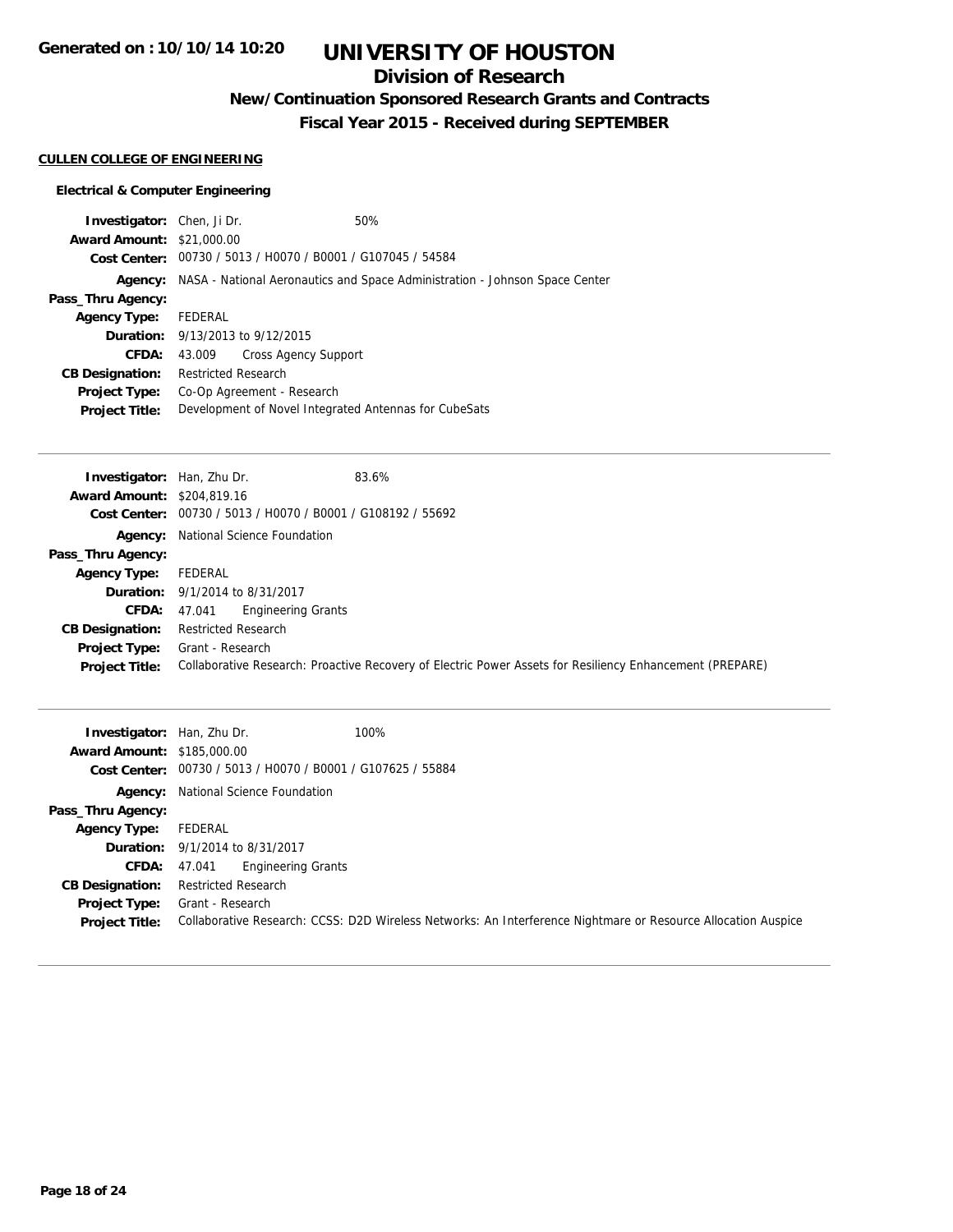# UNIVERSITY OF HOUSTON

## Division of Research

### New/Continuation Sponsored Research Grants and Contracts

### Fiscal Year 2015 - Received during SEPTEMBER

**CULLEN COLLEGE OF ENGINEERING**

**Electrical & Computer Engineering**

**Investigator:** Chen, Ji Dr. 50%
**Award Amount:** $21,000.00
**Cost Center:** 00730 / 5013 / H0070 / B0001 / G107045 / 54584
**Agency:** NASA - National Aeronautics and Space Administration - Johnson Space Center
**Pass_Thru Agency:**
**Agency Type:** FEDERAL
**Duration:** 9/13/2013 to 9/12/2015
**CFDA:** 43.009 Cross Agency Support
**CB Designation:** Restricted Research
**Project Type:** Co-Op Agreement - Research
**Project Title:** Development of Novel Integrated Antennas for CubeSats

---

**Investigator:** Han, Zhu Dr. 83.6%
**Award Amount:** $204,819.16
**Cost Center:** 00730 / 5013 / H0070 / B0001 / G108192 / 55692
**Agency:** National Science Foundation
**Pass_Thru Agency:**
**Agency Type:** FEDERAL
**Duration:** 9/1/2014 to 8/31/2017
**CFDA:** 47.041 Engineering Grants
**CB Designation:** Restricted Research
**Project Type:** Grant - Research
**Project Title:** Collaborative Research: Proactive Recovery of Electric Power Assets for Resiliency Enhancement (PREPARE)

---

**Investigator:** Han, Zhu Dr. 100%
**Award Amount:** $185,000.00
**Cost Center:** 00730 / 5013 / H0070 / B0001 / G107625 / 55884
**Agency:** National Science Foundation
**Pass_Thru Agency:**
**Agency Type:** FEDERAL
**Duration:** 9/1/2014 to 8/31/2017
**CFDA:** 47.041 Engineering Grants
**CB Designation:** Restricted Research
**Project Type:** Grant - Research
**Project Title:** Collaborative Research: CCSS: D2D Wireless Networks: An Interference Nightmare or Resource Allocation Auspice

---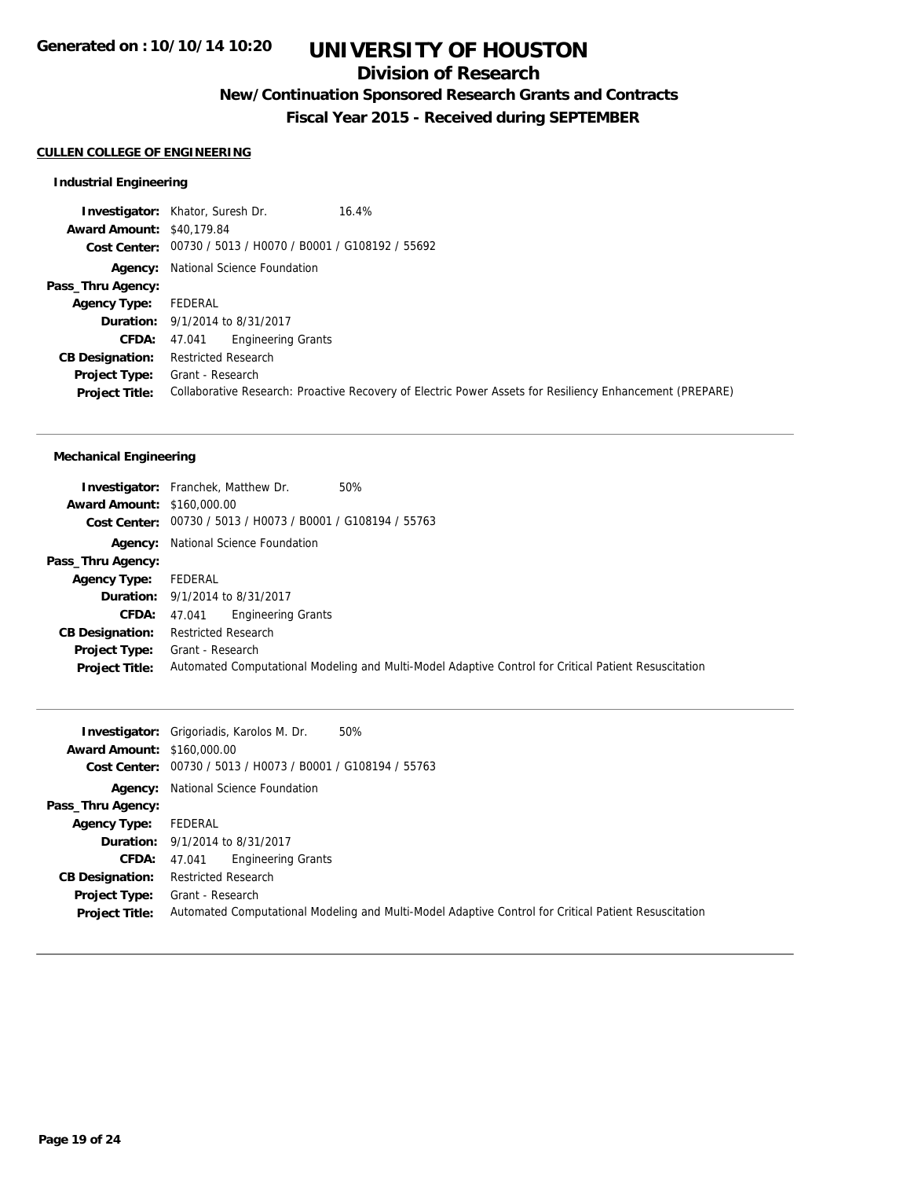**Generated on : 10/10/14 10:20**

# UNIVERSITY OF HOUSTON

## Division of Research

### New/Continuation Sponsored Research Grants and Contracts

### Fiscal Year 2015 - Received during SEPTEMBER

**CULLEN COLLEGE OF ENGINEERING**

#### Industrial Engineering

**Investigator:** Khator, Suresh Dr. 16.4%
**Award Amount:** $40,179.84
**Cost Center:** 00730 / 5013 / H0070 / B0001 / G108192 / 55692
**Agency:** National Science Foundation
**Pass_Thru Agency:**
**Agency Type:** FEDERAL
**Duration:** 9/1/2014 to 8/31/2017
**CFDA:** 47.041 Engineering Grants
**CB Designation:** Restricted Research
**Project Type:** Grant - Research
**Project Title:** Collaborative Research: Proactive Recovery of Electric Power Assets for Resiliency Enhancement (PREPARE)

---

#### Mechanical Engineering

**Investigator:** Franchek, Matthew Dr. 50%
**Award Amount:** $160,000.00
**Cost Center:** 00730 / 5013 / H0073 / B0001 / G108194 / 55763
**Agency:** National Science Foundation
**Pass_Thru Agency:**
**Agency Type:** FEDERAL
**Duration:** 9/1/2014 to 8/31/2017
**CFDA:** 47.041 Engineering Grants
**CB Designation:** Restricted Research
**Project Type:** Grant - Research
**Project Title:** Automated Computational Modeling and Multi-Model Adaptive Control for Critical Patient Resuscitation

---

**Investigator:** Grigoriadis, Karolos M. Dr. 50%
**Award Amount:** $160,000.00
**Cost Center:** 00730 / 5013 / H0073 / B0001 / G108194 / 55763
**Agency:** National Science Foundation
**Pass_Thru Agency:**
**Agency Type:** FEDERAL
**Duration:** 9/1/2014 to 8/31/2017
**CFDA:** 47.041 Engineering Grants
**CB Designation:** Restricted Research
**Project Type:** Grant - Research
**Project Title:** Automated Computational Modeling and Multi-Model Adaptive Control for Critical Patient Resuscitation

---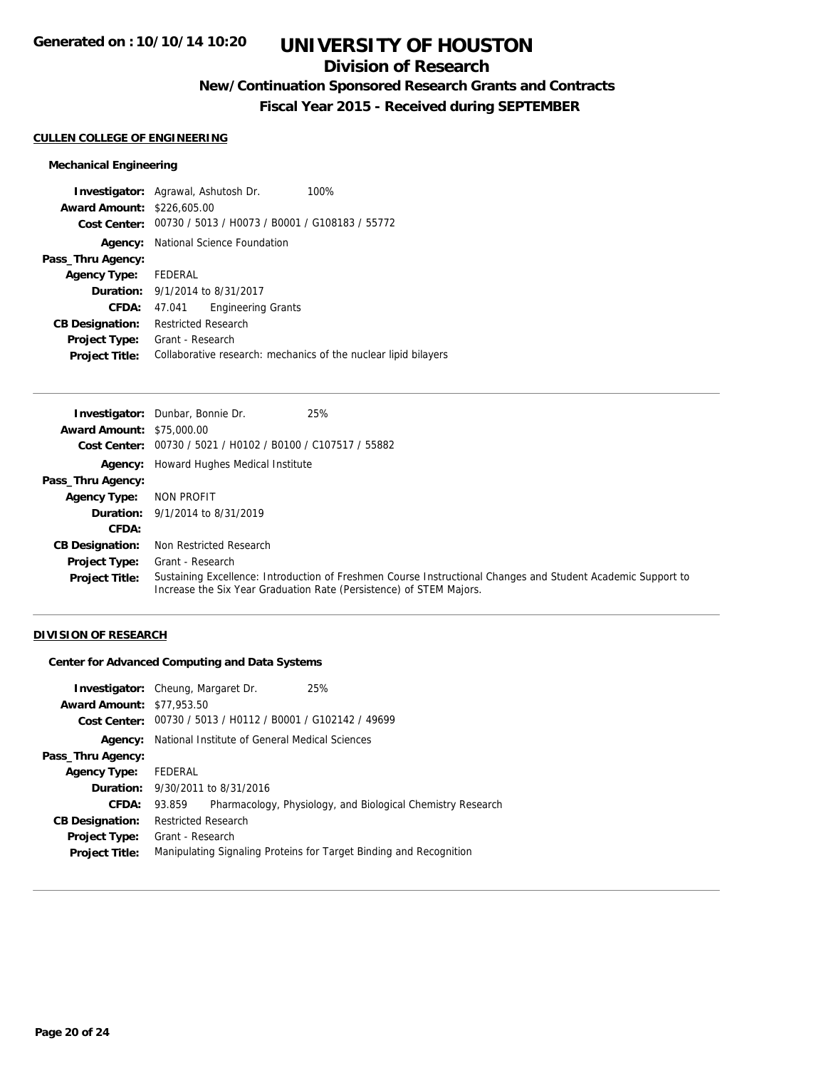# UNIVERSITY OF HOUSTON

## Division of Research

### New/Continuation Sponsored Research Grants and Contracts

### Fiscal Year 2015 - Received during SEPTEMBER

Generated on : 10/10/14 10:20

**CULLEN COLLEGE OF ENGINEERING**

**Mechanical Engineering**

**Investigator:** Agrawal, Ashutosh Dr. 100%
**Award Amount:** \$226,605.00
**Cost Center:** 00730 / 5013 / H0073 / B0001 / G108183 / 55772
**Agency:** National Science Foundation
**Pass_Thru Agency:**
**Agency Type:** FEDERAL
**Duration:** 9/1/2014 to 8/31/2017
**CFDA:** 47.041 Engineering Grants
**CB Designation:** Restricted Research
**Project Type:** Grant - Research
**Project Title:** Collaborative research: mechanics of the nuclear lipid bilayers

---

**Investigator:** Dunbar, Bonnie Dr. 25%
**Award Amount:** \$75,000.00
**Cost Center:** 00730 / 5021 / H0102 / B0100 / C107517 / 55882
**Agency:** Howard Hughes Medical Institute
**Pass_Thru Agency:**
**Agency Type:** NON PROFIT
**Duration:** 9/1/2014 to 8/31/2019
**CFDA:**
**CB Designation:** Non Restricted Research
**Project Type:** Grant - Research
**Project Title:** Sustaining Excellence: Introduction of Freshmen Course Instructional Changes and Student Academic Support to Increase the Six Year Graduation Rate (Persistence) of STEM Majors.

---

**DIVISION OF RESEARCH**

**Center for Advanced Computing and Data Systems**

**Investigator:** Cheung, Margaret Dr. 25%
**Award Amount:** \$77,953.50
**Cost Center:** 00730 / 5013 / H0112 / B0001 / G102142 / 49699
**Agency:** National Institute of General Medical Sciences
**Pass_Thru Agency:**
**Agency Type:** FEDERAL
**Duration:** 9/30/2011 to 8/31/2016
**CFDA:** 93.859 Pharmacology, Physiology, and Biological Chemistry Research
**CB Designation:** Restricted Research
**Project Type:** Grant - Research
**Project Title:** Manipulating Signaling Proteins for Target Binding and Recognition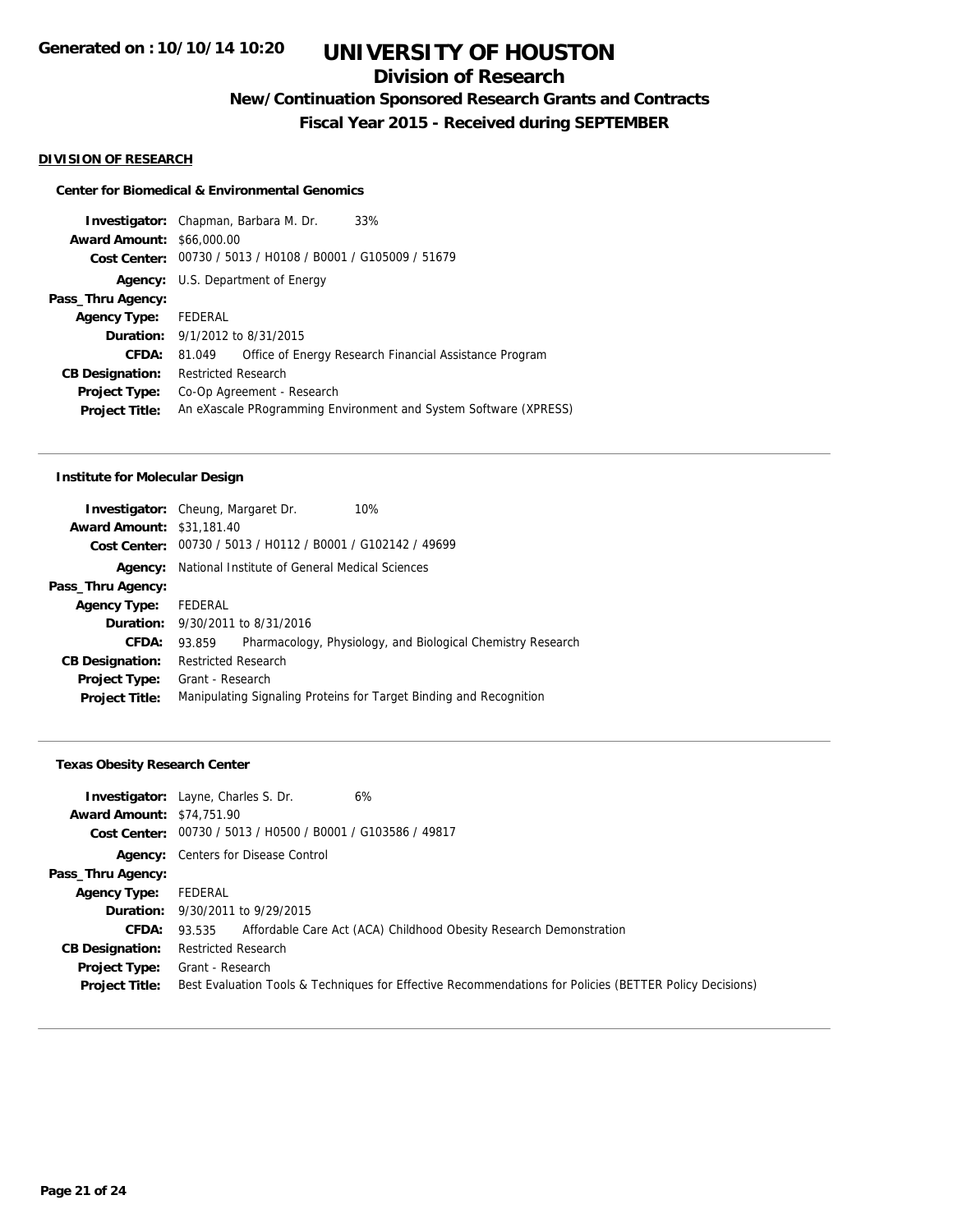# UNIVERSITY OF HOUSTON

## Division of Research

### New/Continuation Sponsored Research Grants and Contracts

### Fiscal Year 2015 - Received during SEPTEMBER

**DIVISION OF RESEARCH**

#### Center for Biomedical & Environmental Genomics

| | |
|---|---|
| **Investigator:** | Chapman, Barbara M. Dr. 33% |
| **Award Amount:** | $66,000.00 |
| **Cost Center:** | 00730 / 5013 / H0108 / B0001 / G105009 / 51679 |
| **Agency:** | U.S. Department of Energy |
| **Pass_Thru Agency:** | |
| **Agency Type:** | FEDERAL |
| **Duration:** | 9/1/2012 to 8/31/2015 |
| **CFDA:** | 81.049 Office of Energy Research Financial Assistance Program |
| **CB Designation:** | Restricted Research |
| **Project Type:** | Co-Op Agreement - Research |
| **Project Title:** | An eXascale PRogramming Environment and System Software (XPRESS) |

#### Institute for Molecular Design

| | |
|---|---|
| **Investigator:** | Cheung, Margaret Dr. 10% |
| **Award Amount:** | $31,181.40 |
| **Cost Center:** | 00730 / 5013 / H0112 / B0001 / G102142 / 49699 |
| **Agency:** | National Institute of General Medical Sciences |
| **Pass_Thru Agency:** | |
| **Agency Type:** | FEDERAL |
| **Duration:** | 9/30/2011 to 8/31/2016 |
| **CFDA:** | 93.859 Pharmacology, Physiology, and Biological Chemistry Research |
| **CB Designation:** | Restricted Research |
| **Project Type:** | Grant - Research |
| **Project Title:** | Manipulating Signaling Proteins for Target Binding and Recognition |

#### Texas Obesity Research Center

| | |
|---|---|
| **Investigator:** | Layne, Charles S. Dr. 6% |
| **Award Amount:** | $74,751.90 |
| **Cost Center:** | 00730 / 5013 / H0500 / B0001 / G103586 / 49817 |
| **Agency:** | Centers for Disease Control |
| **Pass_Thru Agency:** | |
| **Agency Type:** | FEDERAL |
| **Duration:** | 9/30/2011 to 9/29/2015 |
| **CFDA:** | 93.535 Affordable Care Act (ACA) Childhood Obesity Research Demonstration |
| **CB Designation:** | Restricted Research |
| **Project Type:** | Grant - Research |
| **Project Title:** | Best Evaluation Tools & Techniques for Effective Recommendations for Policies (BETTER Policy Decisions) |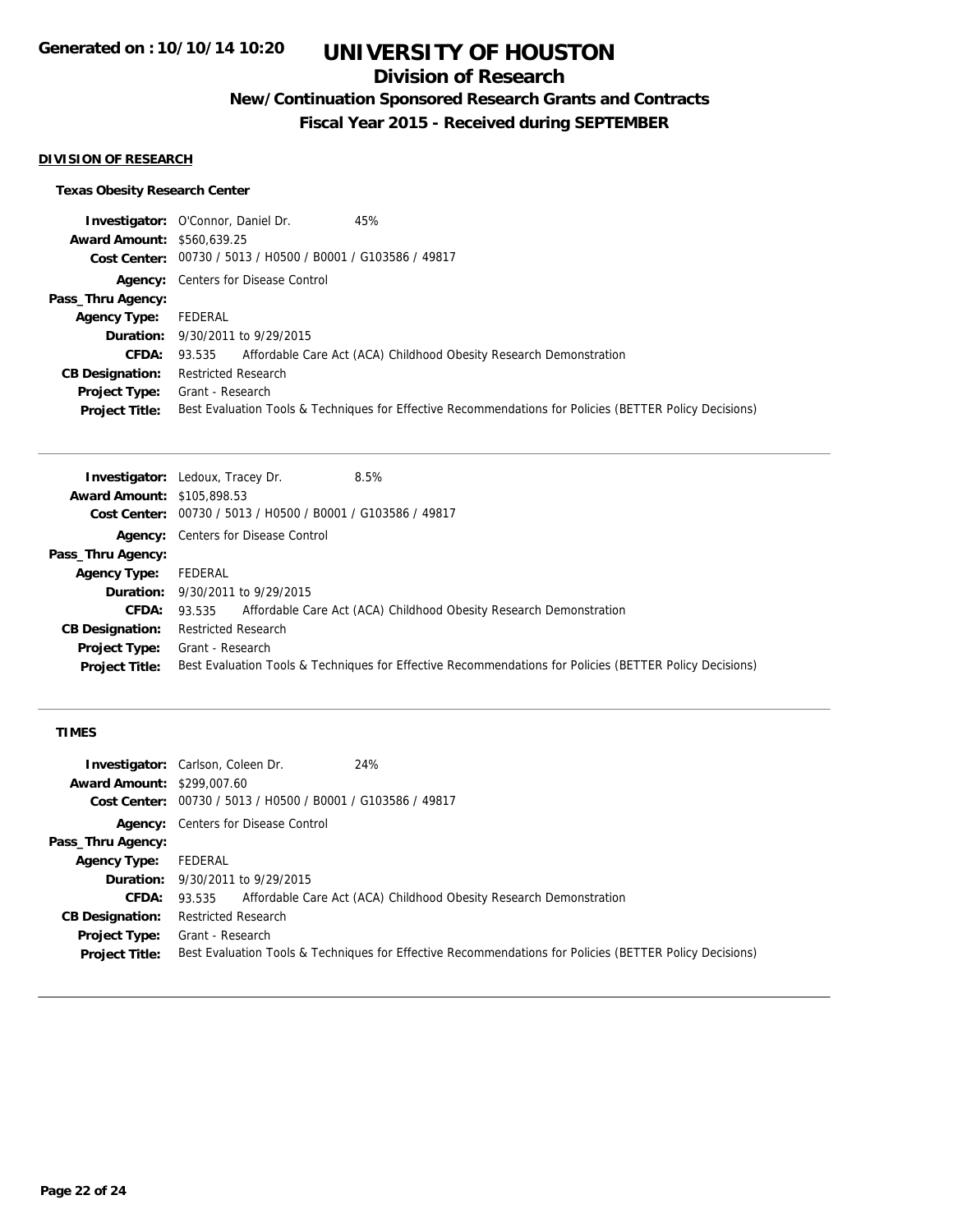# UNIVERSITY OF HOUSTON

## Division of Research

### New/Continuation Sponsored Research Grants and Contracts

### Fiscal Year 2015 - Received during SEPTEMBER

**Generated on : 10/10/14 10:20**

#### DIVISION OF RESEARCH

**Texas Obesity Research Center**

**Investigator:** O'Connor, Daniel Dr. 45%
**Award Amount:** $560,639.25
**Cost Center:** 00730 / 5013 / H0500 / B0001 / G103586 / 49817
**Agency:** Centers for Disease Control
**Pass_Thru Agency:**
**Agency Type:** FEDERAL
**Duration:** 9/30/2011 to 9/29/2015
**CFDA:** 93.535 Affordable Care Act (ACA) Childhood Obesity Research Demonstration
**CB Designation:** Restricted Research
**Project Type:** Grant - Research
**Project Title:** Best Evaluation Tools & Techniques for Effective Recommendations for Policies (BETTER Policy Decisions)

---

**Investigator:** Ledoux, Tracey Dr. 8.5%
**Award Amount:** $105,898.53
**Cost Center:** 00730 / 5013 / H0500 / B0001 / G103586 / 49817
**Agency:** Centers for Disease Control
**Pass_Thru Agency:**
**Agency Type:** FEDERAL
**Duration:** 9/30/2011 to 9/29/2015
**CFDA:** 93.535 Affordable Care Act (ACA) Childhood Obesity Research Demonstration
**CB Designation:** Restricted Research
**Project Type:** Grant - Research
**Project Title:** Best Evaluation Tools & Techniques for Effective Recommendations for Policies (BETTER Policy Decisions)

---

**TIMES**

**Investigator:** Carlson, Coleen Dr. 24%
**Award Amount:** $299,007.60
**Cost Center:** 00730 / 5013 / H0500 / B0001 / G103586 / 49817
**Agency:** Centers for Disease Control
**Pass_Thru Agency:**
**Agency Type:** FEDERAL
**Duration:** 9/30/2011 to 9/29/2015
**CFDA:** 93.535 Affordable Care Act (ACA) Childhood Obesity Research Demonstration
**CB Designation:** Restricted Research
**Project Type:** Grant - Research
**Project Title:** Best Evaluation Tools & Techniques for Effective Recommendations for Policies (BETTER Policy Decisions)

---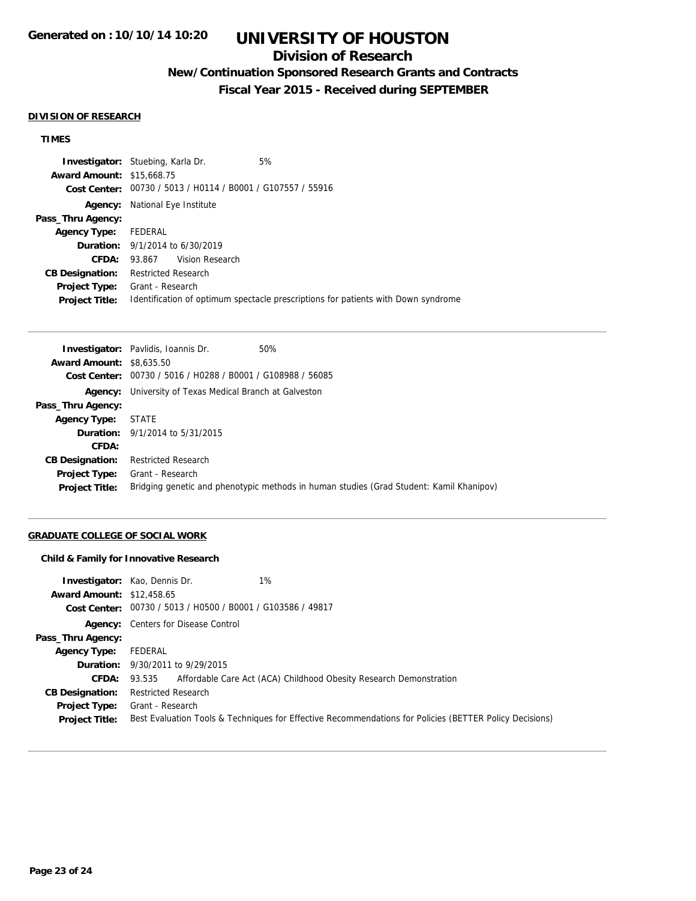## DIVISION OF RESEARCH

### TIMES

**Investigator:** Stuebing, Karla Dr. 5%
**Award Amount:** $15,668.75
**Cost Center:** 00730 / 5013 / H0114 / B0001 / G107557 / 55916
**Agency:** National Eye Institute
**Pass_Thru Agency:**
**Agency Type:** FEDERAL
**Duration:** 9/1/2014 to 6/30/2019
**CFDA:** 93.867 Vision Research
**CB Designation:** Restricted Research
**Project Type:** Grant - Research
**Project Title:** Identification of optimum spectacle prescriptions for patients with Down syndrome

---

**Investigator:** Pavlidis, Ioannis Dr. 50%
**Award Amount:** $8,635.50
**Cost Center:** 00730 / 5016 / H0288 / B0001 / G108988 / 56085
**Agency:** University of Texas Medical Branch at Galveston
**Pass_Thru Agency:**
**Agency Type:** STATE
**Duration:** 9/1/2014 to 5/31/2015
**CFDA:**
**CB Designation:** Restricted Research
**Project Type:** Grant - Research
**Project Title:** Bridging genetic and phenotypic methods in human studies (Grad Student: Kamil Khanipov)

---

## GRADUATE COLLEGE OF SOCIAL WORK

### Child & Family for Innovative Research

**Investigator:** Kao, Dennis Dr. 1%
**Award Amount:** $12,458.65
**Cost Center:** 00730 / 5013 / H0500 / B0001 / G103586 / 49817
**Agency:** Centers for Disease Control
**Pass_Thru Agency:**
**Agency Type:** FEDERAL
**Duration:** 9/30/2011 to 9/29/2015
**CFDA:** 93.535 Affordable Care Act (ACA) Childhood Obesity Research Demonstration
**CB Designation:** Restricted Research
**Project Type:** Grant - Research
**Project Title:** Best Evaluation Tools & Techniques for Effective Recommendations for Policies (BETTER Policy Decisions)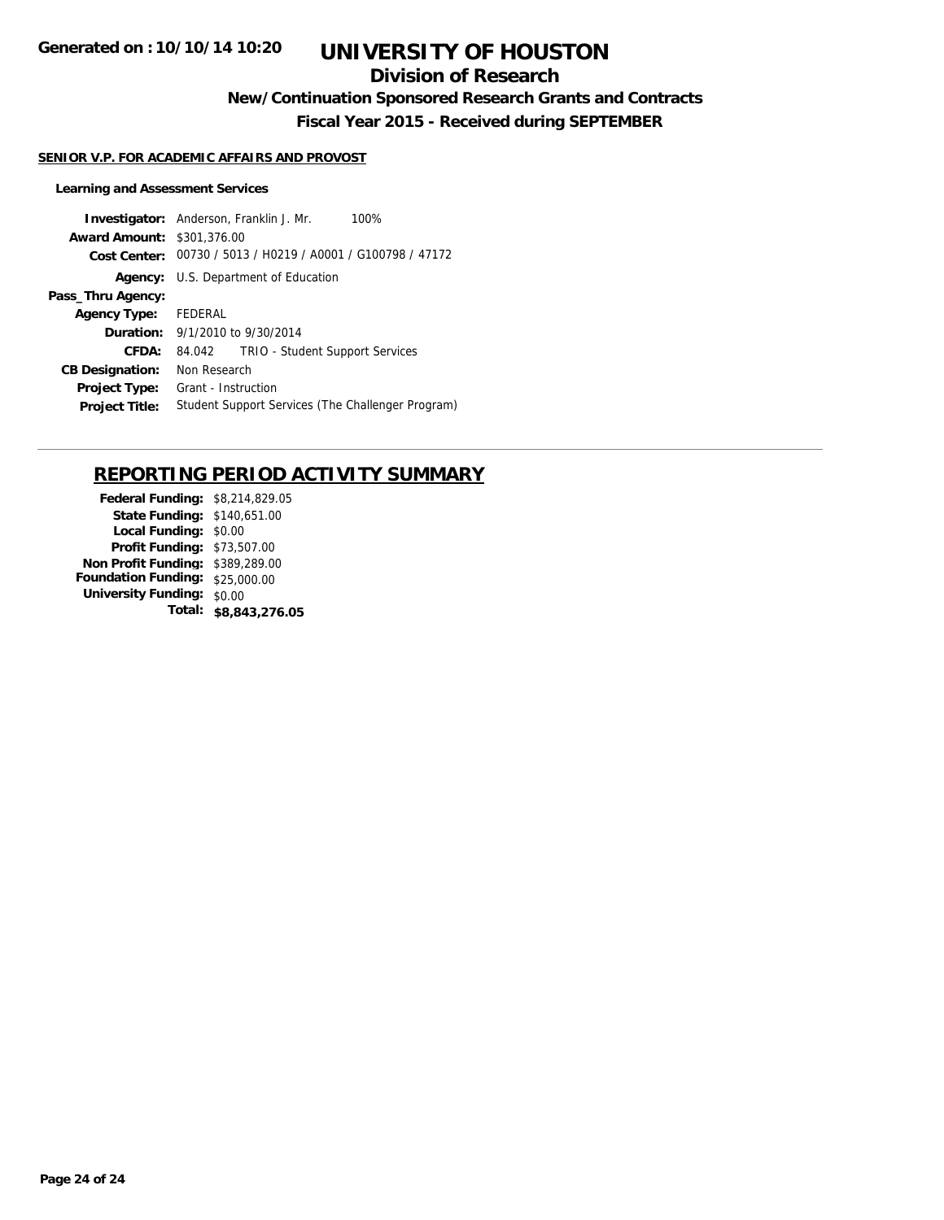**SENIOR V.P. FOR ACADEMIC AFFAIRS AND PROVOST**

**Learning and Assessment Services**

| | |
|---|---|
| **Investigator:** | Anderson, Franklin J. Mr. 100% |
| **Award Amount:** | $301,376.00 |
| **Cost Center:** | 00730 / 5013 / H0219 / A0001 / G100798 / 47172 |
| **Agency:** | U.S. Department of Education |
| **Pass_Thru Agency:** | |
| **Agency Type:** | FEDERAL |
| **Duration:** | 9/1/2010 to 9/30/2014 |
| **CFDA:** | 84.042 TRIO - Student Support Services |
| **CB Designation:** | Non Research |
| **Project Type:** | Grant - Instruction |
| **Project Title:** | Student Support Services (The Challenger Program) |

## REPORTING PERIOD ACTIVITY SUMMARY

| | |
|---|---|
| **Federal Funding:** | $8,214,829.05 |
| **State Funding:** | $140,651.00 |
| **Local Funding:** | $0.00 |
| **Profit Funding:** | $73,507.00 |
| **Non Profit Funding:** | $389,289.00 |
| **Foundation Funding:** | $25,000.00 |
| **University Funding:** | $0.00 |
| **Total:** | **$8,843,276.05** |